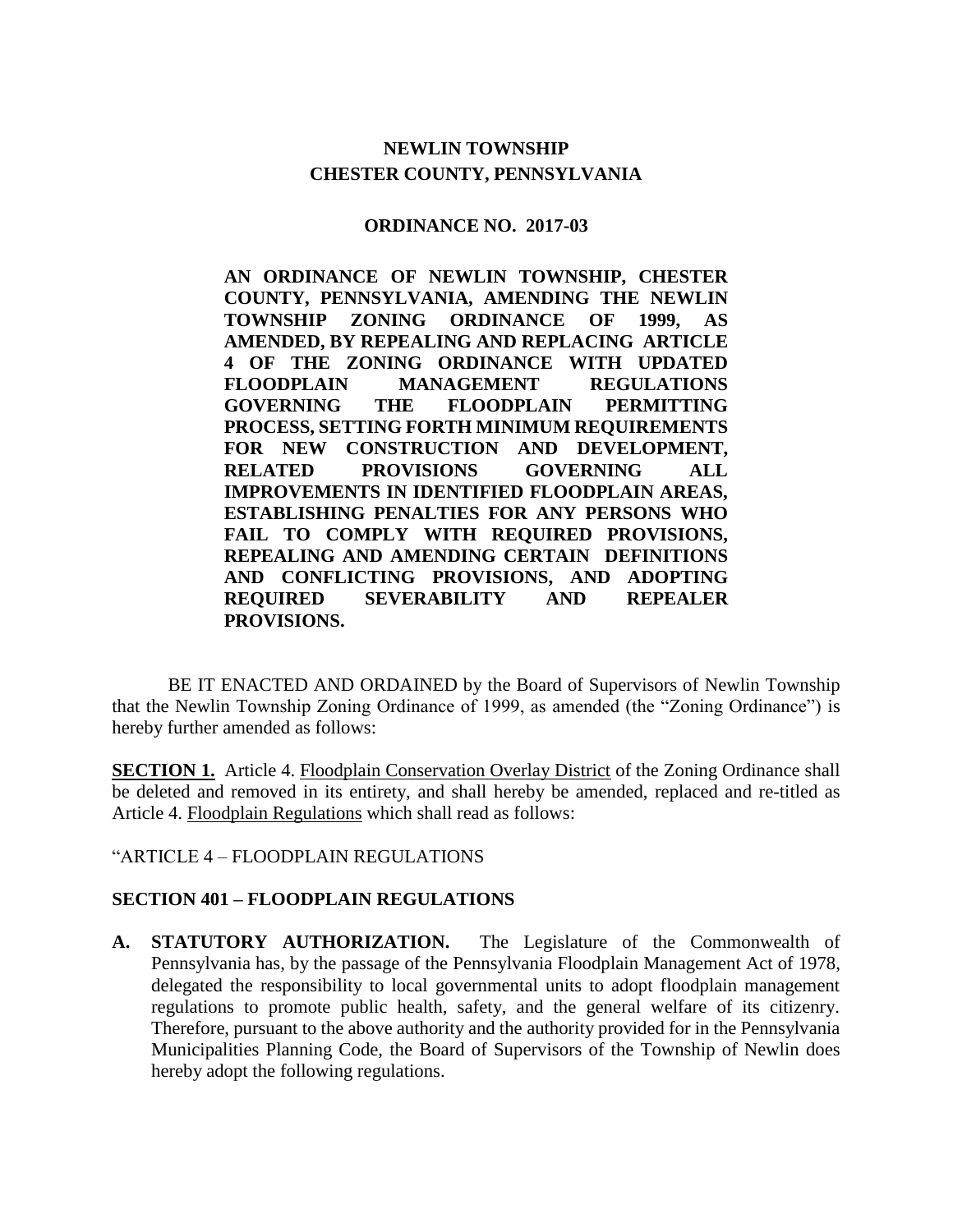# NEWLIN TOWNSHIP
# CHESTER COUNTY, PENNSYLVANIA

## ORDINANCE NO. 2017-03

**AN ORDINANCE OF NEWLIN TOWNSHIP, CHESTER COUNTY, PENNSYLVANIA, AMENDING THE NEWLIN TOWNSHIP ZONING ORDINANCE OF 1999, AS AMENDED, BY REPEALING AND REPLACING ARTICLE 4 OF THE ZONING ORDINANCE WITH UPDATED FLOODPLAIN MANAGEMENT REGULATIONS GOVERNING THE FLOODPLAIN PERMITTING PROCESS, SETTING FORTH MINIMUM REQUIREMENTS FOR NEW CONSTRUCTION AND DEVELOPMENT, RELATED PROVISIONS GOVERNING ALL IMPROVEMENTS IN IDENTIFIED FLOODPLAIN AREAS, ESTABLISHING PENALTIES FOR ANY PERSONS WHO FAIL TO COMPLY WITH REQUIRED PROVISIONS, REPEALING AND AMENDING CERTAIN DEFINITIONS AND CONFLICTING PROVISIONS, AND ADOPTING REQUIRED SEVERABILITY AND REPEALER PROVISIONS.**

BE IT ENACTED AND ORDAINED by the Board of Supervisors of Newlin Township that the Newlin Township Zoning Ordinance of 1999, as amended (the "Zoning Ordinance") is hereby further amended as follows:

**SECTION 1.** Article 4. Floodplain Conservation Overlay District of the Zoning Ordinance shall be deleted and removed in its entirety, and shall hereby be amended, replaced and re-titled as Article 4. Floodplain Regulations which shall read as follows:

"ARTICLE 4 – FLOODPLAIN REGULATIONS

**SECTION 401 – FLOODPLAIN REGULATIONS**

**A. STATUTORY AUTHORIZATION.** The Legislature of the Commonwealth of Pennsylvania has, by the passage of the Pennsylvania Floodplain Management Act of 1978, delegated the responsibility to local governmental units to adopt floodplain management regulations to promote public health, safety, and the general welfare of its citizenry. Therefore, pursuant to the above authority and the authority provided for in the Pennsylvania Municipalities Planning Code, the Board of Supervisors of the Township of Newlin does hereby adopt the following regulations.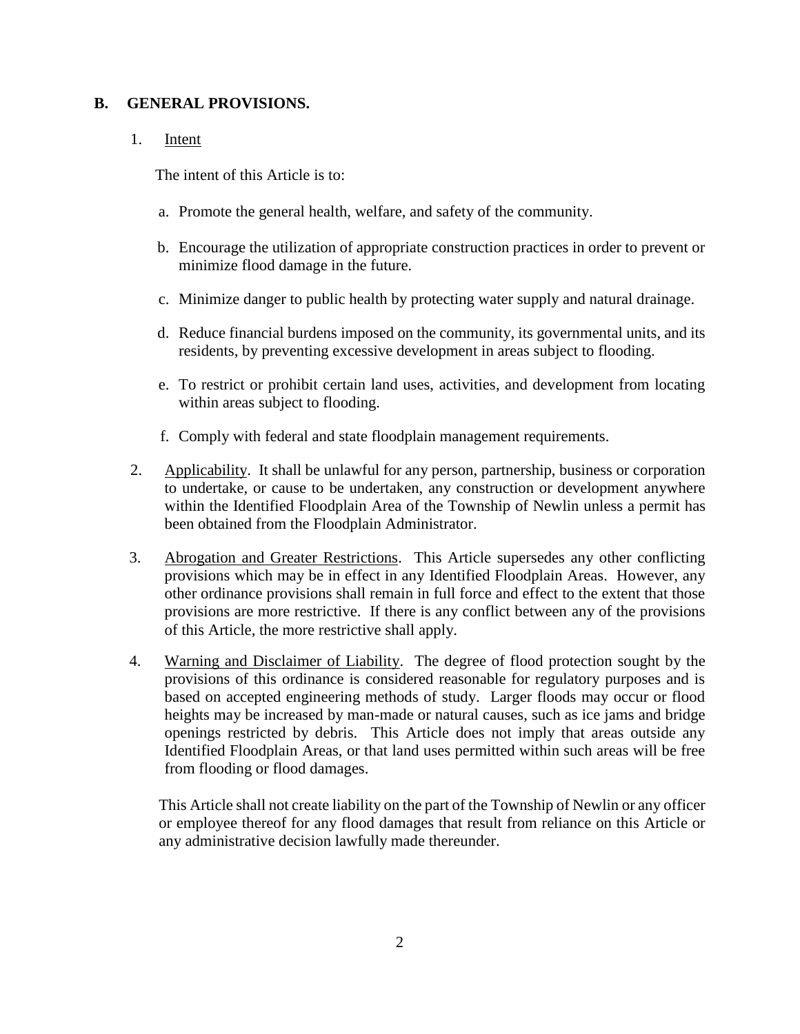## B. GENERAL PROVISIONS.

1. Intent

   The intent of this Article is to:

   a. Promote the general health, welfare, and safety of the community.

   b. Encourage the utilization of appropriate construction practices in order to prevent or minimize flood damage in the future.

   c. Minimize danger to public health by protecting water supply and natural drainage.

   d. Reduce financial burdens imposed on the community, its governmental units, and its residents, by preventing excessive development in areas subject to flooding.

   e. To restrict or prohibit certain land uses, activities, and development from locating within areas subject to flooding.

   f. Comply with federal and state floodplain management requirements.

2. Applicability. It shall be unlawful for any person, partnership, business or corporation to undertake, or cause to be undertaken, any construction or development anywhere within the Identified Floodplain Area of the Township of Newlin unless a permit has been obtained from the Floodplain Administrator.

3. Abrogation and Greater Restrictions. This Article supersedes any other conflicting provisions which may be in effect in any Identified Floodplain Areas. However, any other ordinance provisions shall remain in full force and effect to the extent that those provisions are more restrictive. If there is any conflict between any of the provisions of this Article, the more restrictive shall apply.

4. Warning and Disclaimer of Liability. The degree of flood protection sought by the provisions of this ordinance is considered reasonable for regulatory purposes and is based on accepted engineering methods of study. Larger floods may occur or flood heights may be increased by man-made or natural causes, such as ice jams and bridge openings restricted by debris. This Article does not imply that areas outside any Identified Floodplain Areas, or that land uses permitted within such areas will be free from flooding or flood damages.

   This Article shall not create liability on the part of the Township of Newlin or any officer or employee thereof for any flood damages that result from reliance on this Article or any administrative decision lawfully made thereunder.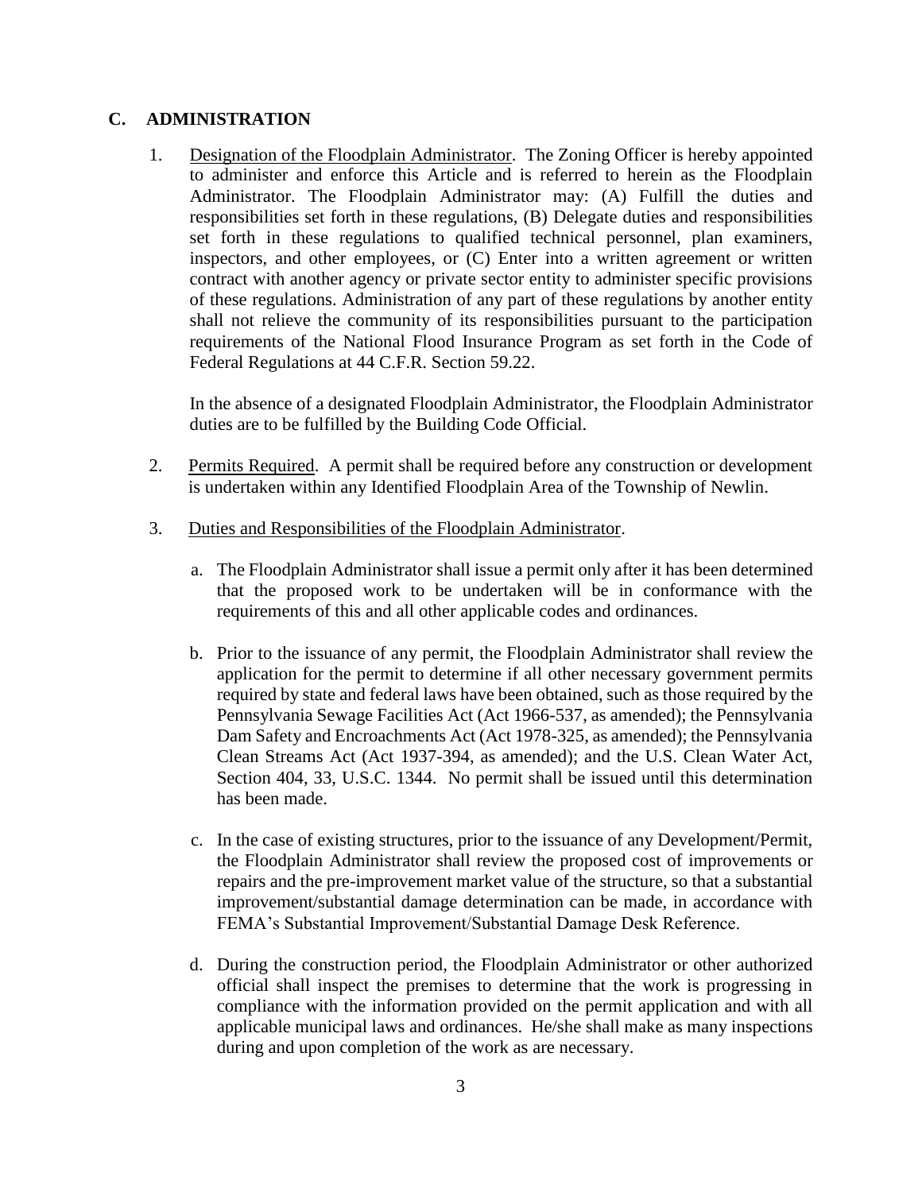## C. ADMINISTRATION

1. Designation of the Floodplain Administrator. The Zoning Officer is hereby appointed to administer and enforce this Article and is referred to herein as the Floodplain Administrator. The Floodplain Administrator may: (A) Fulfill the duties and responsibilities set forth in these regulations, (B) Delegate duties and responsibilities set forth in these regulations to qualified technical personnel, plan examiners, inspectors, and other employees, or (C) Enter into a written agreement or written contract with another agency or private sector entity to administer specific provisions of these regulations. Administration of any part of these regulations by another entity shall not relieve the community of its responsibilities pursuant to the participation requirements of the National Flood Insurance Program as set forth in the Code of Federal Regulations at 44 C.F.R. Section 59.22.

   In the absence of a designated Floodplain Administrator, the Floodplain Administrator duties are to be fulfilled by the Building Code Official.

2. Permits Required. A permit shall be required before any construction or development is undertaken within any Identified Floodplain Area of the Township of Newlin.

3. Duties and Responsibilities of the Floodplain Administrator.

   a. The Floodplain Administrator shall issue a permit only after it has been determined that the proposed work to be undertaken will be in conformance with the requirements of this and all other applicable codes and ordinances.

   b. Prior to the issuance of any permit, the Floodplain Administrator shall review the application for the permit to determine if all other necessary government permits required by state and federal laws have been obtained, such as those required by the Pennsylvania Sewage Facilities Act (Act 1966-537, as amended); the Pennsylvania Dam Safety and Encroachments Act (Act 1978-325, as amended); the Pennsylvania Clean Streams Act (Act 1937-394, as amended); and the U.S. Clean Water Act, Section 404, 33, U.S.C. 1344. No permit shall be issued until this determination has been made.

   c. In the case of existing structures, prior to the issuance of any Development/Permit, the Floodplain Administrator shall review the proposed cost of improvements or repairs and the pre-improvement market value of the structure, so that a substantial improvement/substantial damage determination can be made, in accordance with FEMA's Substantial Improvement/Substantial Damage Desk Reference.

   d. During the construction period, the Floodplain Administrator or other authorized official shall inspect the premises to determine that the work is progressing in compliance with the information provided on the permit application and with all applicable municipal laws and ordinances. He/she shall make as many inspections during and upon completion of the work as are necessary.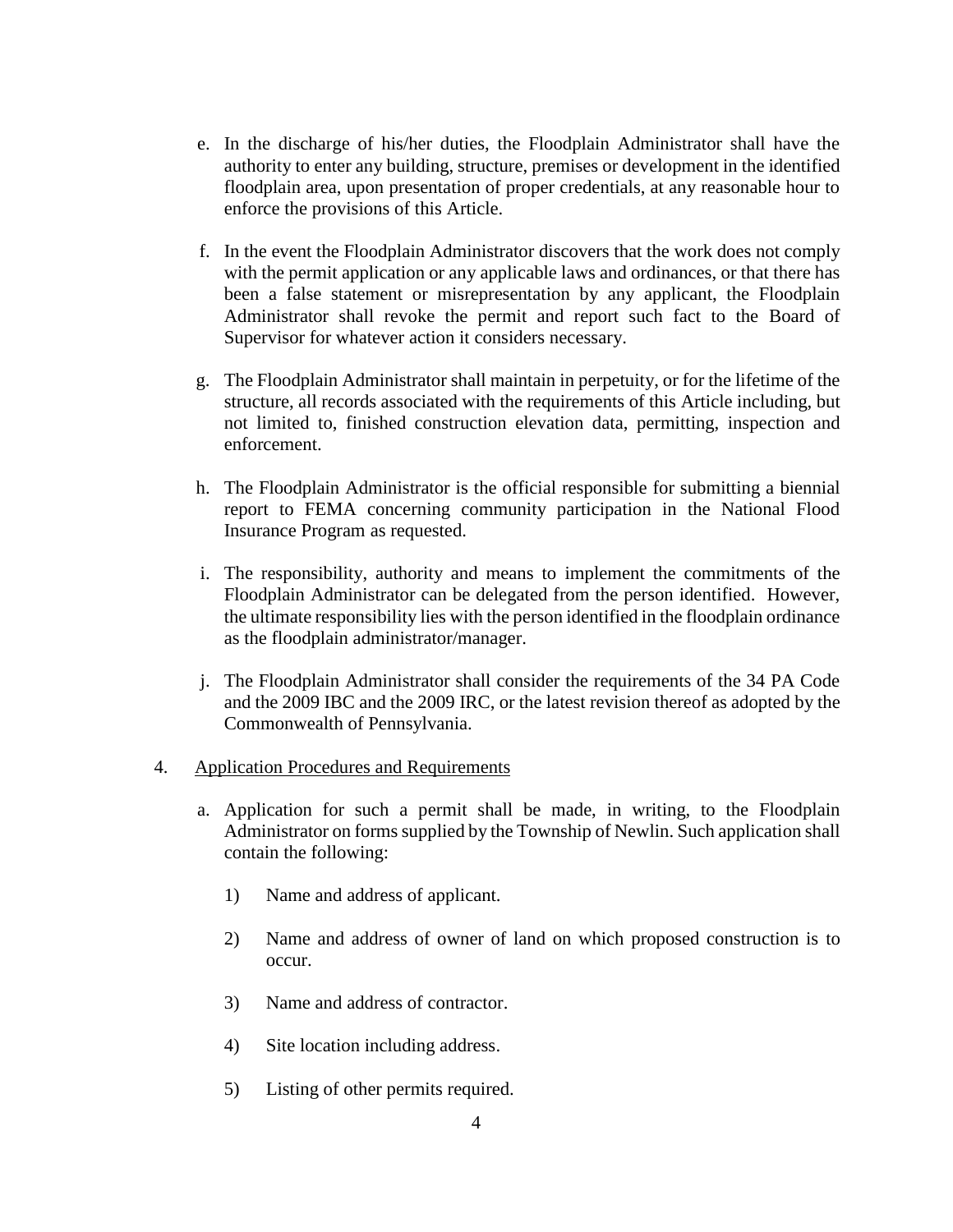e. In the discharge of his/her duties, the Floodplain Administrator shall have the authority to enter any building, structure, premises or development in the identified floodplain area, upon presentation of proper credentials, at any reasonable hour to enforce the provisions of this Article.

f. In the event the Floodplain Administrator discovers that the work does not comply with the permit application or any applicable laws and ordinances, or that there has been a false statement or misrepresentation by any applicant, the Floodplain Administrator shall revoke the permit and report such fact to the Board of Supervisor for whatever action it considers necessary.

g. The Floodplain Administrator shall maintain in perpetuity, or for the lifetime of the structure, all records associated with the requirements of this Article including, but not limited to, finished construction elevation data, permitting, inspection and enforcement.

h. The Floodplain Administrator is the official responsible for submitting a biennial report to FEMA concerning community participation in the National Flood Insurance Program as requested.

i. The responsibility, authority and means to implement the commitments of the Floodplain Administrator can be delegated from the person identified. However, the ultimate responsibility lies with the person identified in the floodplain ordinance as the floodplain administrator/manager.

j. The Floodplain Administrator shall consider the requirements of the 34 PA Code and the 2009 IBC and the 2009 IRC, or the latest revision thereof as adopted by the Commonwealth of Pennsylvania.

4. Application Procedures and Requirements

a. Application for such a permit shall be made, in writing, to the Floodplain Administrator on forms supplied by the Township of Newlin. Such application shall contain the following:

1) Name and address of applicant.

2) Name and address of owner of land on which proposed construction is to occur.

3) Name and address of contractor.

4) Site location including address.

5) Listing of other permits required.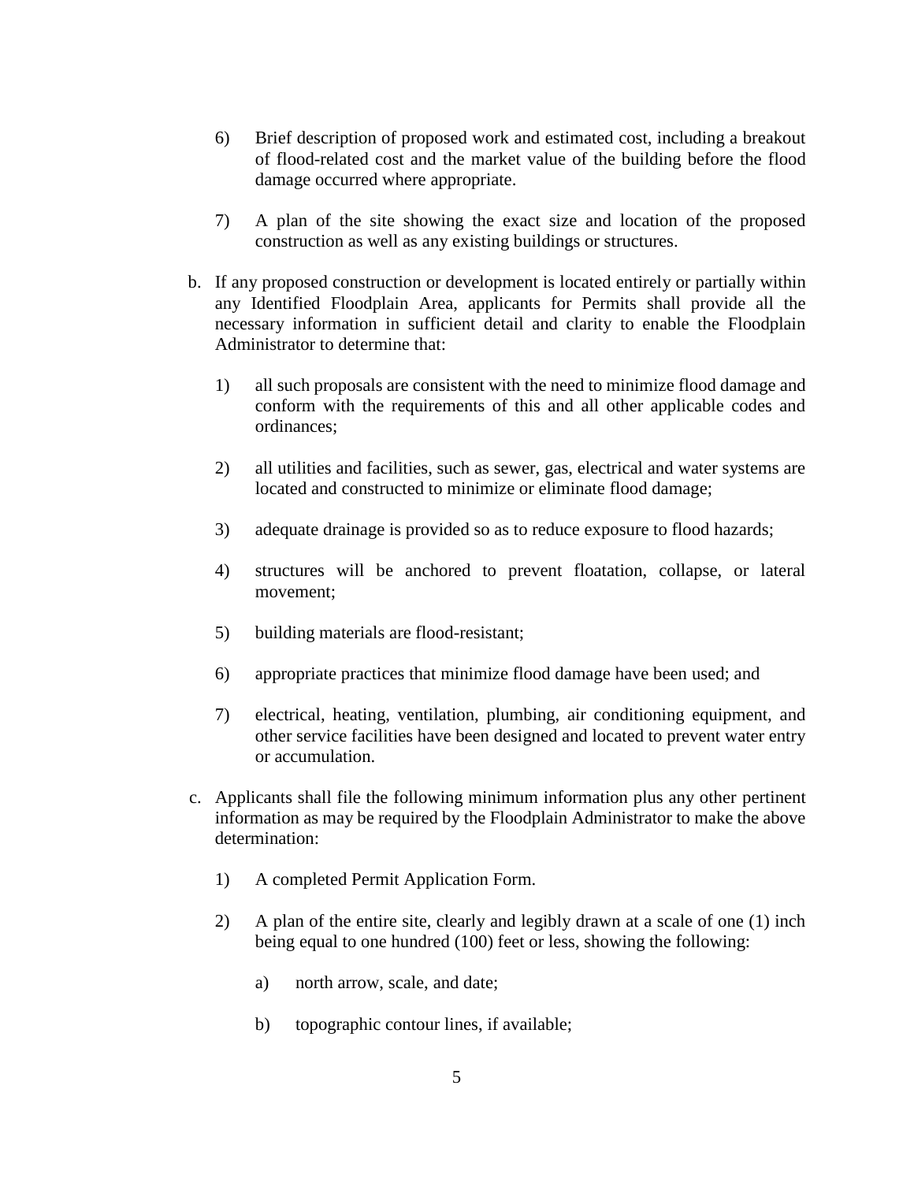6) Brief description of proposed work and estimated cost, including a breakout of flood-related cost and the market value of the building before the flood damage occurred where appropriate.

7) A plan of the site showing the exact size and location of the proposed construction as well as any existing buildings or structures.

b. If any proposed construction or development is located entirely or partially within any Identified Floodplain Area, applicants for Permits shall provide all the necessary information in sufficient detail and clarity to enable the Floodplain Administrator to determine that:

   1) all such proposals are consistent with the need to minimize flood damage and conform with the requirements of this and all other applicable codes and ordinances;

   2) all utilities and facilities, such as sewer, gas, electrical and water systems are located and constructed to minimize or eliminate flood damage;

   3) adequate drainage is provided so as to reduce exposure to flood hazards;

   4) structures will be anchored to prevent floatation, collapse, or lateral movement;

   5) building materials are flood-resistant;

   6) appropriate practices that minimize flood damage have been used; and

   7) electrical, heating, ventilation, plumbing, air conditioning equipment, and other service facilities have been designed and located to prevent water entry or accumulation.

c. Applicants shall file the following minimum information plus any other pertinent information as may be required by the Floodplain Administrator to make the above determination:

   1) A completed Permit Application Form.

   2) A plan of the entire site, clearly and legibly drawn at a scale of one (1) inch being equal to one hundred (100) feet or less, showing the following:

      a) north arrow, scale, and date;

      b) topographic contour lines, if available;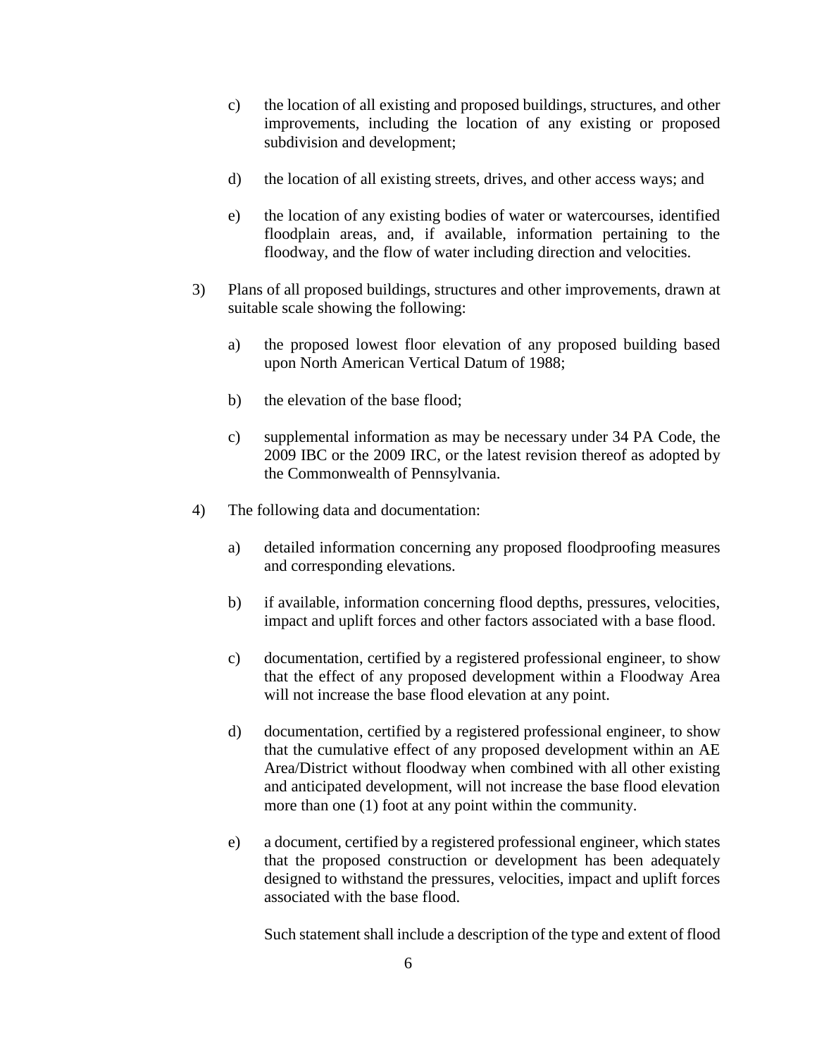c) the location of all existing and proposed buildings, structures, and other improvements, including the location of any existing or proposed subdivision and development;

d) the location of all existing streets, drives, and other access ways; and

e) the location of any existing bodies of water or watercourses, identified floodplain areas, and, if available, information pertaining to the floodway, and the flow of water including direction and velocities.

3) Plans of all proposed buildings, structures and other improvements, drawn at suitable scale showing the following:

   a) the proposed lowest floor elevation of any proposed building based upon North American Vertical Datum of 1988;

   b) the elevation of the base flood;

   c) supplemental information as may be necessary under 34 PA Code, the 2009 IBC or the 2009 IRC, or the latest revision thereof as adopted by the Commonwealth of Pennsylvania.

4) The following data and documentation:

   a) detailed information concerning any proposed floodproofing measures and corresponding elevations.

   b) if available, information concerning flood depths, pressures, velocities, impact and uplift forces and other factors associated with a base flood.

   c) documentation, certified by a registered professional engineer, to show that the effect of any proposed development within a Floodway Area will not increase the base flood elevation at any point.

   d) documentation, certified by a registered professional engineer, to show that the cumulative effect of any proposed development within an AE Area/District without floodway when combined with all other existing and anticipated development, will not increase the base flood elevation more than one (1) foot at any point within the community.

   e) a document, certified by a registered professional engineer, which states that the proposed construction or development has been adequately designed to withstand the pressures, velocities, impact and uplift forces associated with the base flood.

   Such statement shall include a description of the type and extent of flood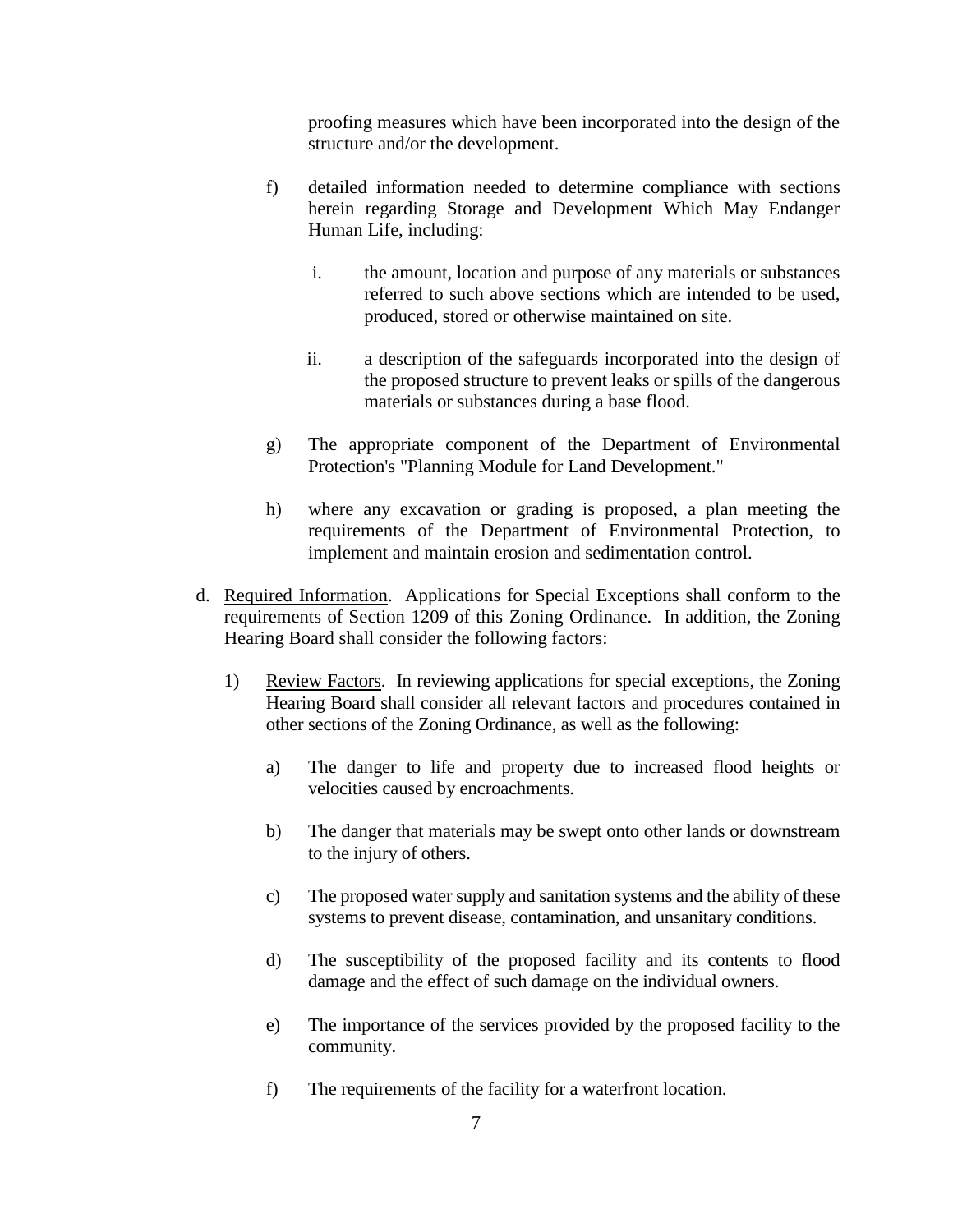proofing measures which have been incorporated into the design of the structure and/or the development.

f) detailed information needed to determine compliance with sections herein regarding Storage and Development Which May Endanger Human Life, including:

   i. the amount, location and purpose of any materials or substances referred to such above sections which are intended to be used, produced, stored or otherwise maintained on site.

   ii. a description of the safeguards incorporated into the design of the proposed structure to prevent leaks or spills of the dangerous materials or substances during a base flood.

g) The appropriate component of the Department of Environmental Protection's "Planning Module for Land Development."

h) where any excavation or grading is proposed, a plan meeting the requirements of the Department of Environmental Protection, to implement and maintain erosion and sedimentation control.

d. Required Information. Applications for Special Exceptions shall conform to the requirements of Section 1209 of this Zoning Ordinance. In addition, the Zoning Hearing Board shall consider the following factors:

1) Review Factors. In reviewing applications for special exceptions, the Zoning Hearing Board shall consider all relevant factors and procedures contained in other sections of the Zoning Ordinance, as well as the following:

   a) The danger to life and property due to increased flood heights or velocities caused by encroachments.

   b) The danger that materials may be swept onto other lands or downstream to the injury of others.

   c) The proposed water supply and sanitation systems and the ability of these systems to prevent disease, contamination, and unsanitary conditions.

   d) The susceptibility of the proposed facility and its contents to flood damage and the effect of such damage on the individual owners.

   e) The importance of the services provided by the proposed facility to the community.

   f) The requirements of the facility for a waterfront location.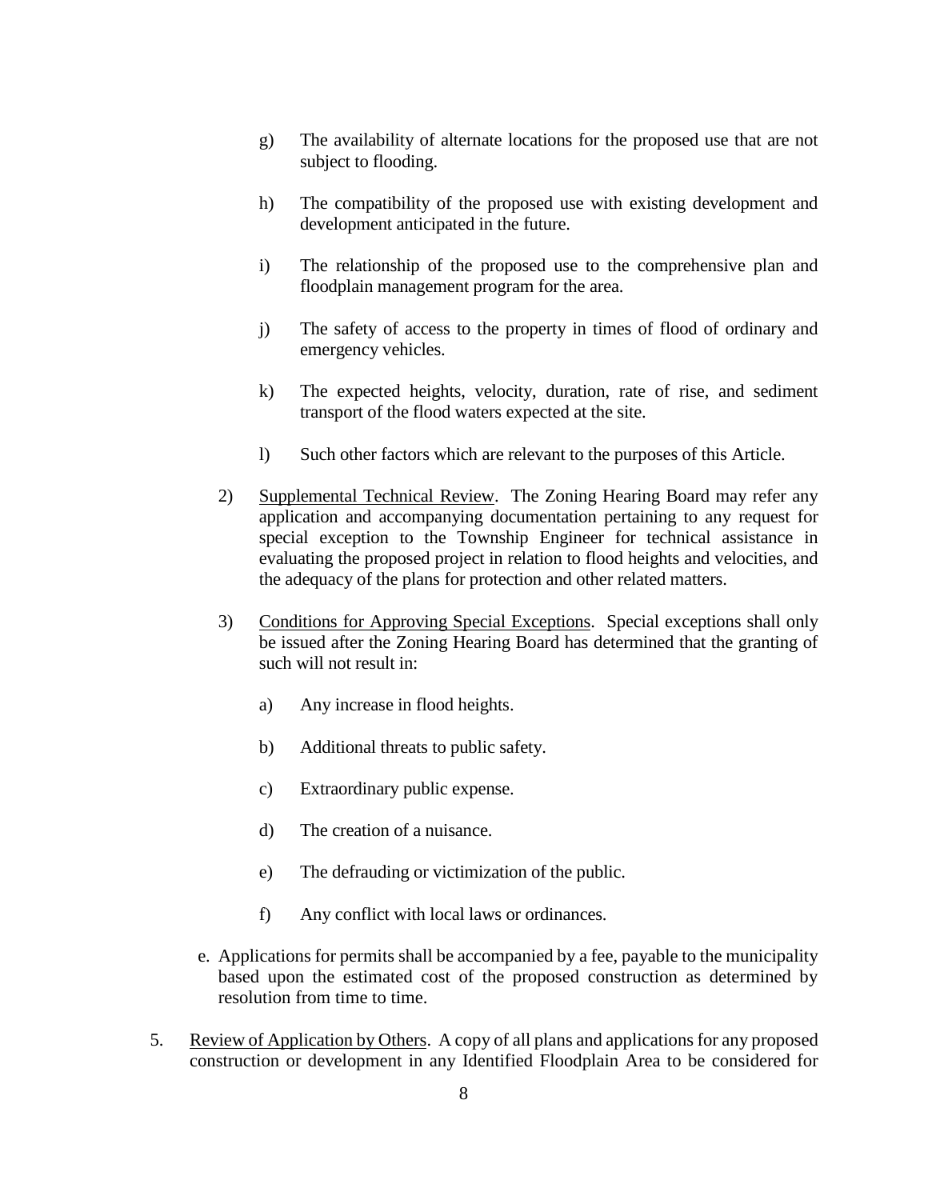g) The availability of alternate locations for the proposed use that are not subject to flooding.

h) The compatibility of the proposed use with existing development and development anticipated in the future.

i) The relationship of the proposed use to the comprehensive plan and floodplain management program for the area.

j) The safety of access to the property in times of flood of ordinary and emergency vehicles.

k) The expected heights, velocity, duration, rate of rise, and sediment transport of the flood waters expected at the site.

l) Such other factors which are relevant to the purposes of this Article.

2) Supplemental Technical Review. The Zoning Hearing Board may refer any application and accompanying documentation pertaining to any request for special exception to the Township Engineer for technical assistance in evaluating the proposed project in relation to flood heights and velocities, and the adequacy of the plans for protection and other related matters.

3) Conditions for Approving Special Exceptions. Special exceptions shall only be issued after the Zoning Hearing Board has determined that the granting of such will not result in:

a) Any increase in flood heights.

b) Additional threats to public safety.

c) Extraordinary public expense.

d) The creation of a nuisance.

e) The defrauding or victimization of the public.

f) Any conflict with local laws or ordinances.

e. Applications for permits shall be accompanied by a fee, payable to the municipality based upon the estimated cost of the proposed construction as determined by resolution from time to time.

5. Review of Application by Others. A copy of all plans and applications for any proposed construction or development in any Identified Floodplain Area to be considered for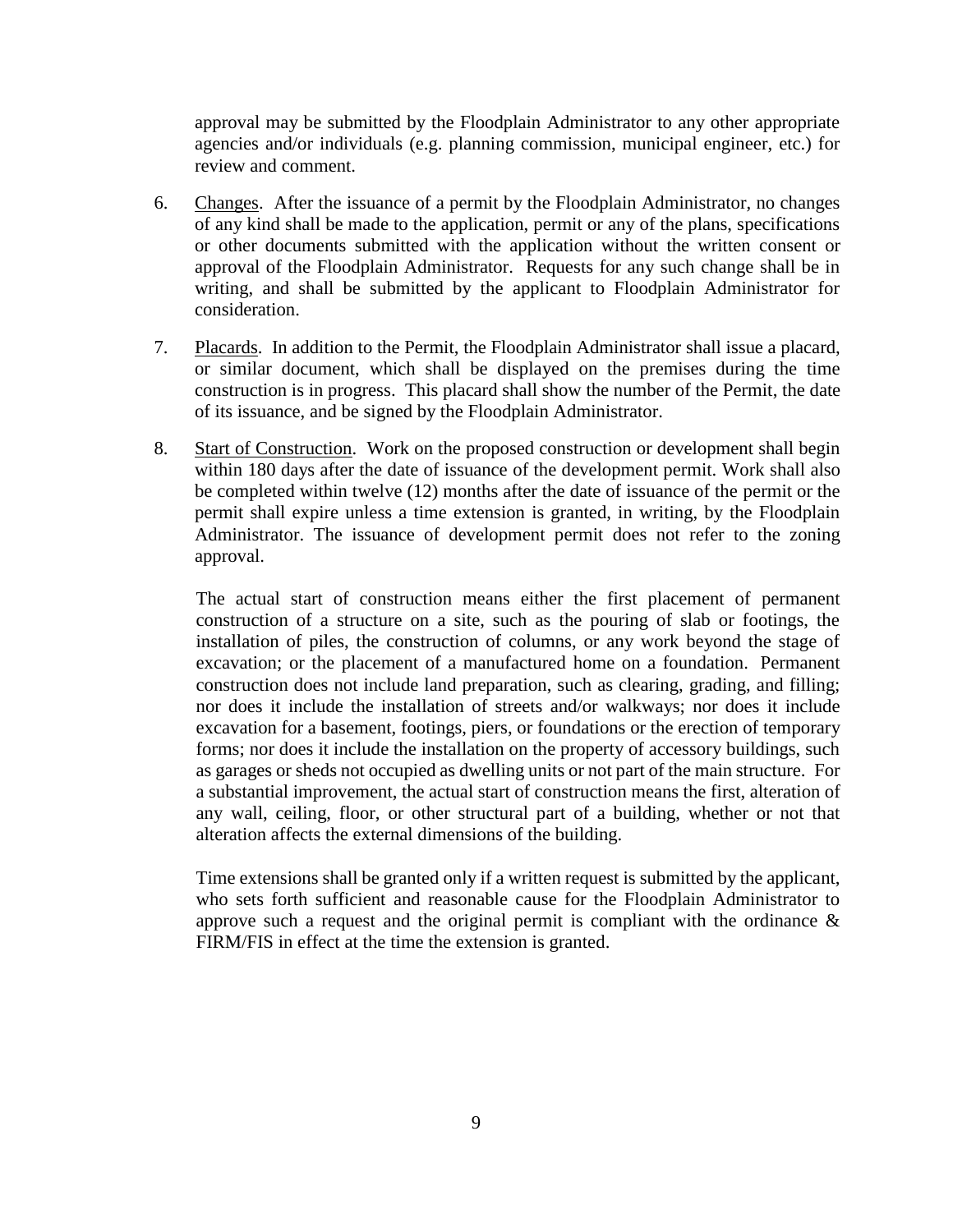approval may be submitted by the Floodplain Administrator to any other appropriate agencies and/or individuals (e.g. planning commission, municipal engineer, etc.) for review and comment.

6. Changes. After the issuance of a permit by the Floodplain Administrator, no changes of any kind shall be made to the application, permit or any of the plans, specifications or other documents submitted with the application without the written consent or approval of the Floodplain Administrator. Requests for any such change shall be in writing, and shall be submitted by the applicant to Floodplain Administrator for consideration.

7. Placards. In addition to the Permit, the Floodplain Administrator shall issue a placard, or similar document, which shall be displayed on the premises during the time construction is in progress. This placard shall show the number of the Permit, the date of its issuance, and be signed by the Floodplain Administrator.

8. Start of Construction. Work on the proposed construction or development shall begin within 180 days after the date of issuance of the development permit. Work shall also be completed within twelve (12) months after the date of issuance of the permit or the permit shall expire unless a time extension is granted, in writing, by the Floodplain Administrator. The issuance of development permit does not refer to the zoning approval.

   The actual start of construction means either the first placement of permanent construction of a structure on a site, such as the pouring of slab or footings, the installation of piles, the construction of columns, or any work beyond the stage of excavation; or the placement of a manufactured home on a foundation. Permanent construction does not include land preparation, such as clearing, grading, and filling; nor does it include the installation of streets and/or walkways; nor does it include excavation for a basement, footings, piers, or foundations or the erection of temporary forms; nor does it include the installation on the property of accessory buildings, such as garages or sheds not occupied as dwelling units or not part of the main structure. For a substantial improvement, the actual start of construction means the first, alteration of any wall, ceiling, floor, or other structural part of a building, whether or not that alteration affects the external dimensions of the building.

   Time extensions shall be granted only if a written request is submitted by the applicant, who sets forth sufficient and reasonable cause for the Floodplain Administrator to approve such a request and the original permit is compliant with the ordinance & FIRM/FIS in effect at the time the extension is granted.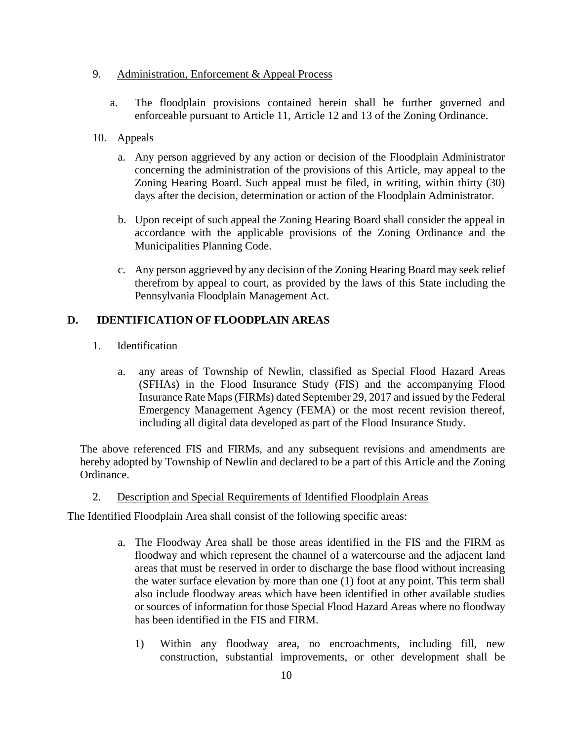9. Administration, Enforcement & Appeal Process

   a. The floodplain provisions contained herein shall be further governed and enforceable pursuant to Article 11, Article 12 and 13 of the Zoning Ordinance.

10. Appeals

    a. Any person aggrieved by any action or decision of the Floodplain Administrator concerning the administration of the provisions of this Article, may appeal to the Zoning Hearing Board. Such appeal must be filed, in writing, within thirty (30) days after the decision, determination or action of the Floodplain Administrator.

    b. Upon receipt of such appeal the Zoning Hearing Board shall consider the appeal in accordance with the applicable provisions of the Zoning Ordinance and the Municipalities Planning Code.

    c. Any person aggrieved by any decision of the Zoning Hearing Board may seek relief therefrom by appeal to court, as provided by the laws of this State including the Pennsylvania Floodplain Management Act.

## D. IDENTIFICATION OF FLOODPLAIN AREAS

1. Identification

   a. any areas of Township of Newlin, classified as Special Flood Hazard Areas (SFHAs) in the Flood Insurance Study (FIS) and the accompanying Flood Insurance Rate Maps (FIRMs) dated September 29, 2017 and issued by the Federal Emergency Management Agency (FEMA) or the most recent revision thereof, including all digital data developed as part of the Flood Insurance Study.

The above referenced FIS and FIRMs, and any subsequent revisions and amendments are hereby adopted by Township of Newlin and declared to be a part of this Article and the Zoning Ordinance.

2. Description and Special Requirements of Identified Floodplain Areas

The Identified Floodplain Area shall consist of the following specific areas:

   a. The Floodway Area shall be those areas identified in the FIS and the FIRM as floodway and which represent the channel of a watercourse and the adjacent land areas that must be reserved in order to discharge the base flood without increasing the water surface elevation by more than one (1) foot at any point. This term shall also include floodway areas which have been identified in other available studies or sources of information for those Special Flood Hazard Areas where no floodway has been identified in the FIS and FIRM.

      1) Within any floodway area, no encroachments, including fill, new construction, substantial improvements, or other development shall be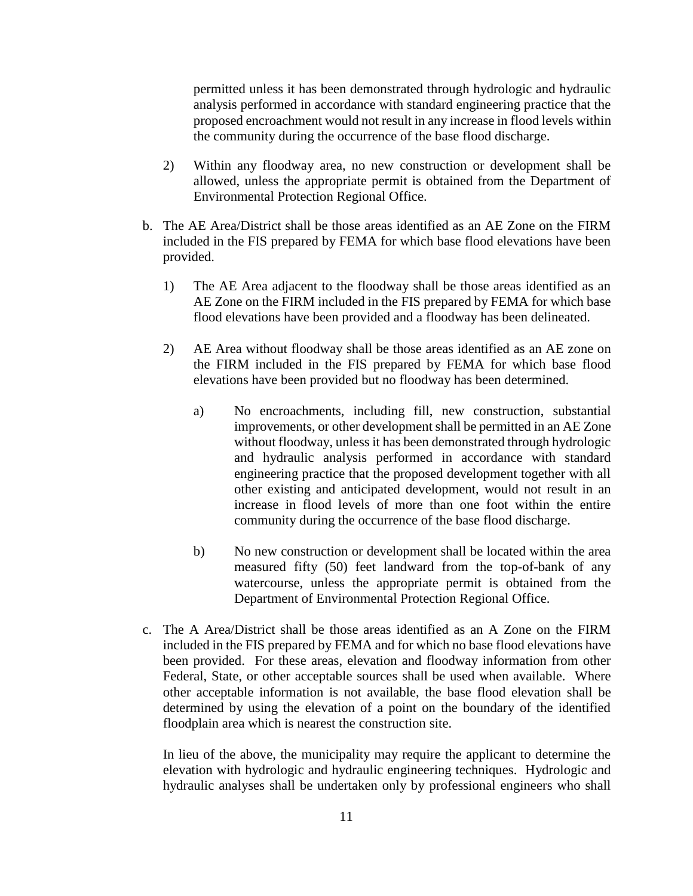permitted unless it has been demonstrated through hydrologic and hydraulic analysis performed in accordance with standard engineering practice that the proposed encroachment would not result in any increase in flood levels within the community during the occurrence of the base flood discharge.

2) Within any floodway area, no new construction or development shall be allowed, unless the appropriate permit is obtained from the Department of Environmental Protection Regional Office.

b. The AE Area/District shall be those areas identified as an AE Zone on the FIRM included in the FIS prepared by FEMA for which base flood elevations have been provided.

   1) The AE Area adjacent to the floodway shall be those areas identified as an AE Zone on the FIRM included in the FIS prepared by FEMA for which base flood elevations have been provided and a floodway has been delineated.

   2) AE Area without floodway shall be those areas identified as an AE zone on the FIRM included in the FIS prepared by FEMA for which base flood elevations have been provided but no floodway has been determined.

      a) No encroachments, including fill, new construction, substantial improvements, or other development shall be permitted in an AE Zone without floodway, unless it has been demonstrated through hydrologic and hydraulic analysis performed in accordance with standard engineering practice that the proposed development together with all other existing and anticipated development, would not result in an increase in flood levels of more than one foot within the entire community during the occurrence of the base flood discharge.

      b) No new construction or development shall be located within the area measured fifty (50) feet landward from the top-of-bank of any watercourse, unless the appropriate permit is obtained from the Department of Environmental Protection Regional Office.

c. The A Area/District shall be those areas identified as an A Zone on the FIRM included in the FIS prepared by FEMA and for which no base flood elevations have been provided. For these areas, elevation and floodway information from other Federal, State, or other acceptable sources shall be used when available. Where other acceptable information is not available, the base flood elevation shall be determined by using the elevation of a point on the boundary of the identified floodplain area which is nearest the construction site.

   In lieu of the above, the municipality may require the applicant to determine the elevation with hydrologic and hydraulic engineering techniques. Hydrologic and hydraulic analyses shall be undertaken only by professional engineers who shall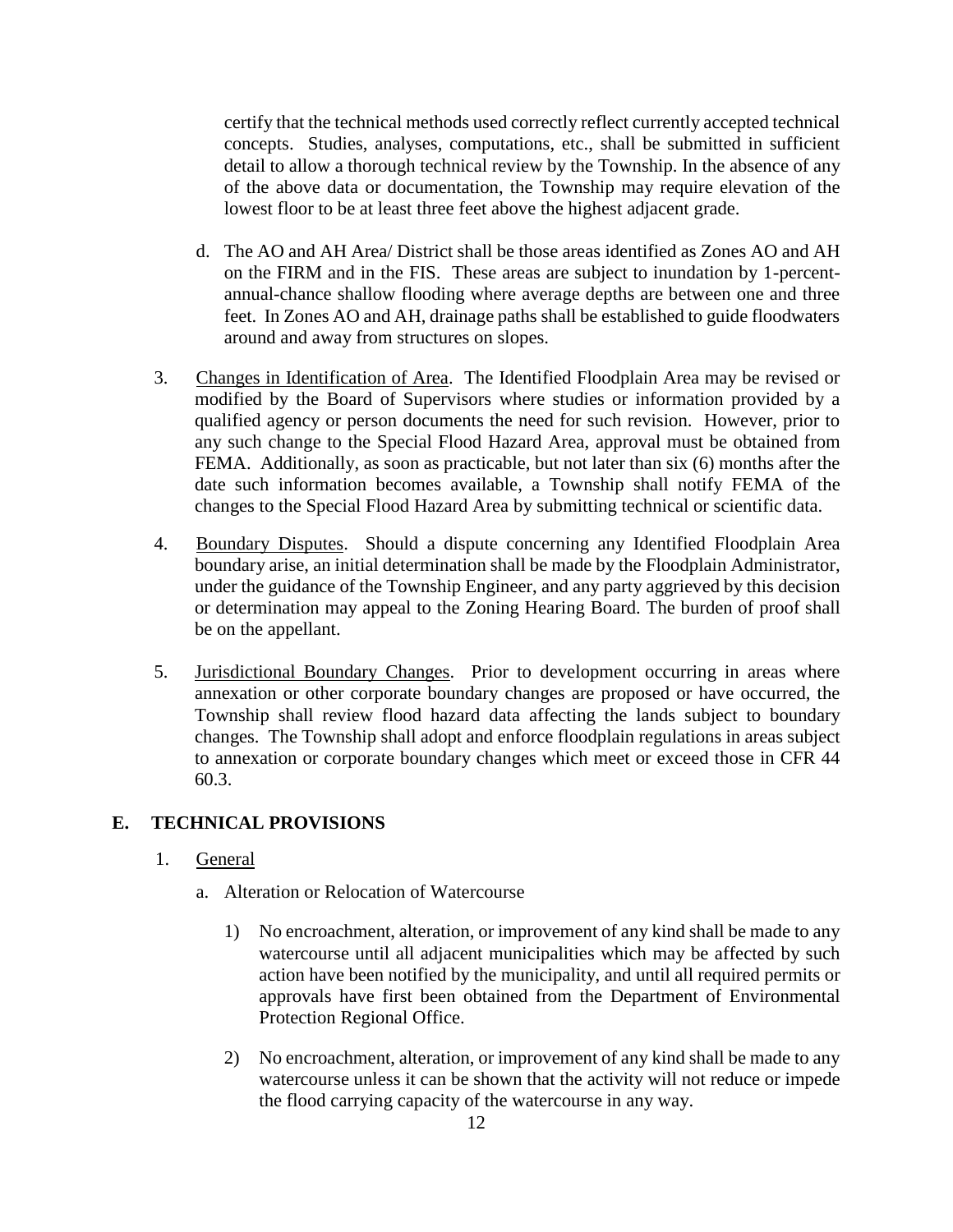certify that the technical methods used correctly reflect currently accepted technical concepts. Studies, analyses, computations, etc., shall be submitted in sufficient detail to allow a thorough technical review by the Township. In the absence of any of the above data or documentation, the Township may require elevation of the lowest floor to be at least three feet above the highest adjacent grade.

d. The AO and AH Area/ District shall be those areas identified as Zones AO and AH on the FIRM and in the FIS. These areas are subject to inundation by 1-percent-annual-chance shallow flooding where average depths are between one and three feet. In Zones AO and AH, drainage paths shall be established to guide floodwaters around and away from structures on slopes.

3. Changes in Identification of Area. The Identified Floodplain Area may be revised or modified by the Board of Supervisors where studies or information provided by a qualified agency or person documents the need for such revision. However, prior to any such change to the Special Flood Hazard Area, approval must be obtained from FEMA. Additionally, as soon as practicable, but not later than six (6) months after the date such information becomes available, a Township shall notify FEMA of the changes to the Special Flood Hazard Area by submitting technical or scientific data.

4. Boundary Disputes. Should a dispute concerning any Identified Floodplain Area boundary arise, an initial determination shall be made by the Floodplain Administrator, under the guidance of the Township Engineer, and any party aggrieved by this decision or determination may appeal to the Zoning Hearing Board. The burden of proof shall be on the appellant.

5. Jurisdictional Boundary Changes. Prior to development occurring in areas where annexation or other corporate boundary changes are proposed or have occurred, the Township shall review flood hazard data affecting the lands subject to boundary changes. The Township shall adopt and enforce floodplain regulations in areas subject to annexation or corporate boundary changes which meet or exceed those in CFR 44 60.3.

## E. TECHNICAL PROVISIONS

1. General

a. Alteration or Relocation of Watercourse

1) No encroachment, alteration, or improvement of any kind shall be made to any watercourse until all adjacent municipalities which may be affected by such action have been notified by the municipality, and until all required permits or approvals have first been obtained from the Department of Environmental Protection Regional Office.

2) No encroachment, alteration, or improvement of any kind shall be made to any watercourse unless it can be shown that the activity will not reduce or impede the flood carrying capacity of the watercourse in any way.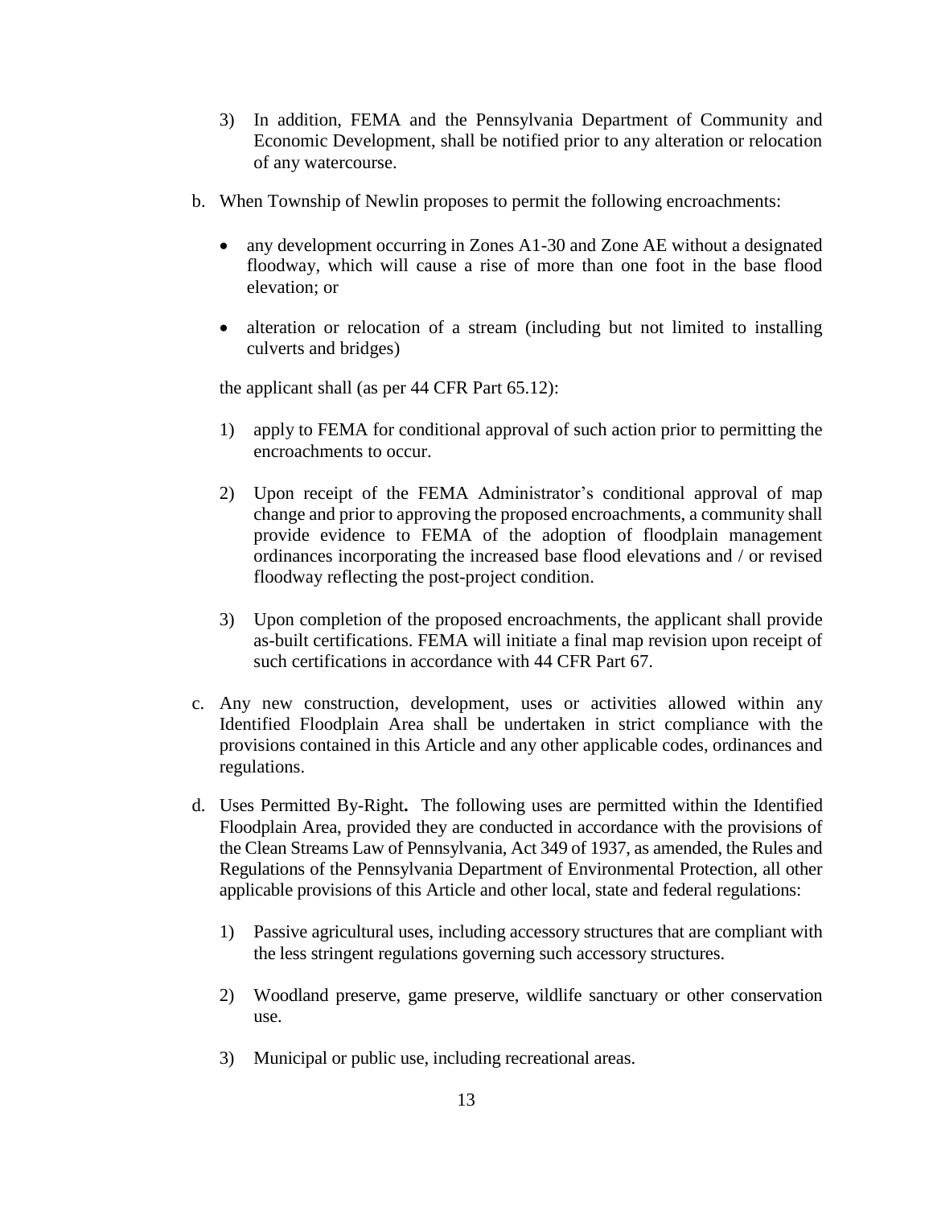3) In addition, FEMA and the Pennsylvania Department of Community and Economic Development, shall be notified prior to any alteration or relocation of any watercourse.

b. When Township of Newlin proposes to permit the following encroachments:

- any development occurring in Zones A1-30 and Zone AE without a designated floodway, which will cause a rise of more than one foot in the base flood elevation; or
- alteration or relocation of a stream (including but not limited to installing culverts and bridges)

the applicant shall (as per 44 CFR Part 65.12):

1) apply to FEMA for conditional approval of such action prior to permitting the encroachments to occur.

2) Upon receipt of the FEMA Administrator's conditional approval of map change and prior to approving the proposed encroachments, a community shall provide evidence to FEMA of the adoption of floodplain management ordinances incorporating the increased base flood elevations and / or revised floodway reflecting the post-project condition.

3) Upon completion of the proposed encroachments, the applicant shall provide as-built certifications. FEMA will initiate a final map revision upon receipt of such certifications in accordance with 44 CFR Part 67.

c. Any new construction, development, uses or activities allowed within any Identified Floodplain Area shall be undertaken in strict compliance with the provisions contained in this Article and any other applicable codes, ordinances and regulations.

d. Uses Permitted By-Right**.** The following uses are permitted within the Identified Floodplain Area, provided they are conducted in accordance with the provisions of the Clean Streams Law of Pennsylvania, Act 349 of 1937, as amended, the Rules and Regulations of the Pennsylvania Department of Environmental Protection, all other applicable provisions of this Article and other local, state and federal regulations:

1) Passive agricultural uses, including accessory structures that are compliant with the less stringent regulations governing such accessory structures.

2) Woodland preserve, game preserve, wildlife sanctuary or other conservation use.

3) Municipal or public use, including recreational areas.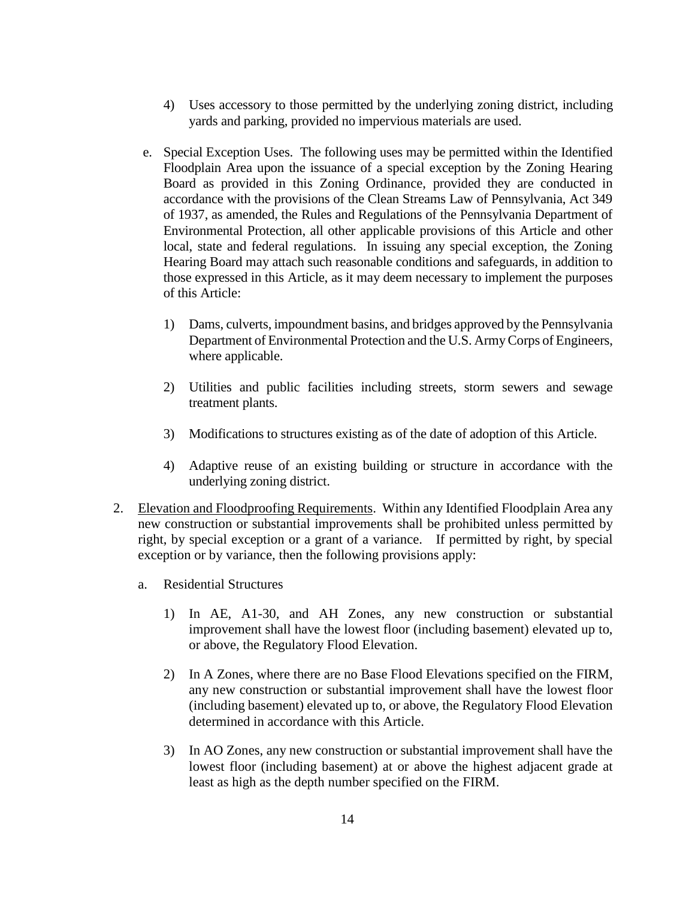4) Uses accessory to those permitted by the underlying zoning district, including yards and parking, provided no impervious materials are used.

e. Special Exception Uses. The following uses may be permitted within the Identified Floodplain Area upon the issuance of a special exception by the Zoning Hearing Board as provided in this Zoning Ordinance, provided they are conducted in accordance with the provisions of the Clean Streams Law of Pennsylvania, Act 349 of 1937, as amended, the Rules and Regulations of the Pennsylvania Department of Environmental Protection, all other applicable provisions of this Article and other local, state and federal regulations. In issuing any special exception, the Zoning Hearing Board may attach such reasonable conditions and safeguards, in addition to those expressed in this Article, as it may deem necessary to implement the purposes of this Article:

1) Dams, culverts, impoundment basins, and bridges approved by the Pennsylvania Department of Environmental Protection and the U.S. Army Corps of Engineers, where applicable.

2) Utilities and public facilities including streets, storm sewers and sewage treatment plants.

3) Modifications to structures existing as of the date of adoption of this Article.

4) Adaptive reuse of an existing building or structure in accordance with the underlying zoning district.

2. <u>Elevation and Floodproofing Requirements</u>. Within any Identified Floodplain Area any new construction or substantial improvements shall be prohibited unless permitted by right, by special exception or a grant of a variance. If permitted by right, by special exception or by variance, then the following provisions apply:

a. Residential Structures

1) In AE, A1-30, and AH Zones, any new construction or substantial improvement shall have the lowest floor (including basement) elevated up to, or above, the Regulatory Flood Elevation.

2) In A Zones, where there are no Base Flood Elevations specified on the FIRM, any new construction or substantial improvement shall have the lowest floor (including basement) elevated up to, or above, the Regulatory Flood Elevation determined in accordance with this Article.

3) In AO Zones, any new construction or substantial improvement shall have the lowest floor (including basement) at or above the highest adjacent grade at least as high as the depth number specified on the FIRM.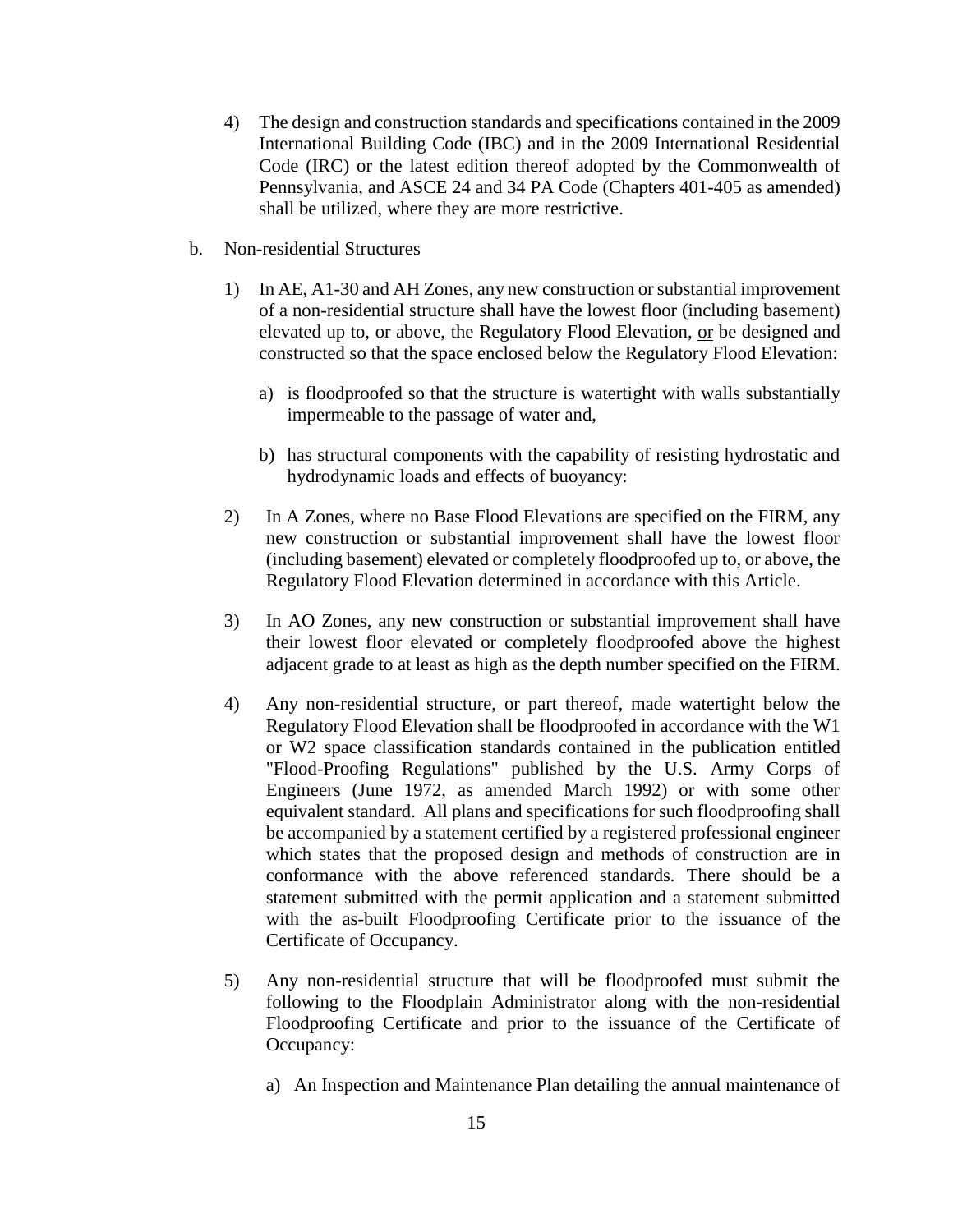4) The design and construction standards and specifications contained in the 2009 International Building Code (IBC) and in the 2009 International Residential Code (IRC) or the latest edition thereof adopted by the Commonwealth of Pennsylvania, and ASCE 24 and 34 PA Code (Chapters 401-405 as amended) shall be utilized, where they are more restrictive.

b. Non-residential Structures

1) In AE, A1-30 and AH Zones, any new construction or substantial improvement of a non-residential structure shall have the lowest floor (including basement) elevated up to, or above, the Regulatory Flood Elevation, <u>or</u> be designed and constructed so that the space enclosed below the Regulatory Flood Elevation:

   a) is floodproofed so that the structure is watertight with walls substantially impermeable to the passage of water and,

   b) has structural components with the capability of resisting hydrostatic and hydrodynamic loads and effects of buoyancy:

2) In A Zones, where no Base Flood Elevations are specified on the FIRM, any new construction or substantial improvement shall have the lowest floor (including basement) elevated or completely floodproofed up to, or above, the Regulatory Flood Elevation determined in accordance with this Article.

3) In AO Zones, any new construction or substantial improvement shall have their lowest floor elevated or completely floodproofed above the highest adjacent grade to at least as high as the depth number specified on the FIRM.

4) Any non-residential structure, or part thereof, made watertight below the Regulatory Flood Elevation shall be floodproofed in accordance with the W1 or W2 space classification standards contained in the publication entitled "Flood-Proofing Regulations" published by the U.S. Army Corps of Engineers (June 1972, as amended March 1992) or with some other equivalent standard. All plans and specifications for such floodproofing shall be accompanied by a statement certified by a registered professional engineer which states that the proposed design and methods of construction are in conformance with the above referenced standards. There should be a statement submitted with the permit application and a statement submitted with the as-built Floodproofing Certificate prior to the issuance of the Certificate of Occupancy.

5) Any non-residential structure that will be floodproofed must submit the following to the Floodplain Administrator along with the non-residential Floodproofing Certificate and prior to the issuance of the Certificate of Occupancy:

   a) An Inspection and Maintenance Plan detailing the annual maintenance of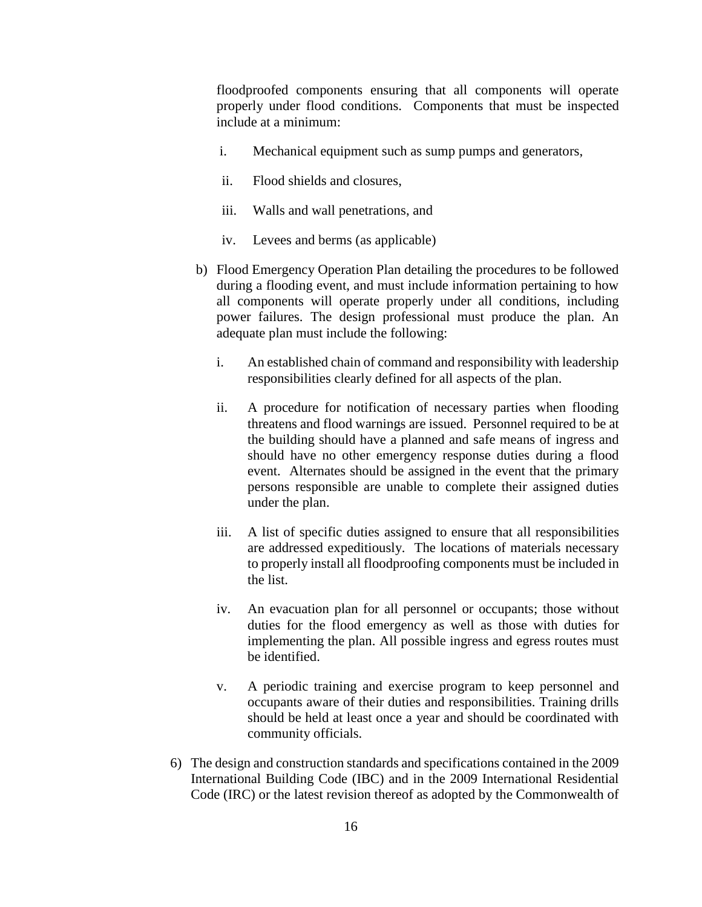floodproofed components ensuring that all components will operate properly under flood conditions. Components that must be inspected include at a minimum:

i. Mechanical equipment such as sump pumps and generators,

ii. Flood shields and closures,

iii. Walls and wall penetrations, and

iv. Levees and berms (as applicable)

b) Flood Emergency Operation Plan detailing the procedures to be followed during a flooding event, and must include information pertaining to how all components will operate properly under all conditions, including power failures. The design professional must produce the plan. An adequate plan must include the following:

   i. An established chain of command and responsibility with leadership responsibilities clearly defined for all aspects of the plan.

   ii. A procedure for notification of necessary parties when flooding threatens and flood warnings are issued. Personnel required to be at the building should have a planned and safe means of ingress and should have no other emergency response duties during a flood event. Alternates should be assigned in the event that the primary persons responsible are unable to complete their assigned duties under the plan.

   iii. A list of specific duties assigned to ensure that all responsibilities are addressed expeditiously. The locations of materials necessary to properly install all floodproofing components must be included in the list.

   iv. An evacuation plan for all personnel or occupants; those without duties for the flood emergency as well as those with duties for implementing the plan. All possible ingress and egress routes must be identified.

   v. A periodic training and exercise program to keep personnel and occupants aware of their duties and responsibilities. Training drills should be held at least once a year and should be coordinated with community officials.

6) The design and construction standards and specifications contained in the 2009 International Building Code (IBC) and in the 2009 International Residential Code (IRC) or the latest revision thereof as adopted by the Commonwealth of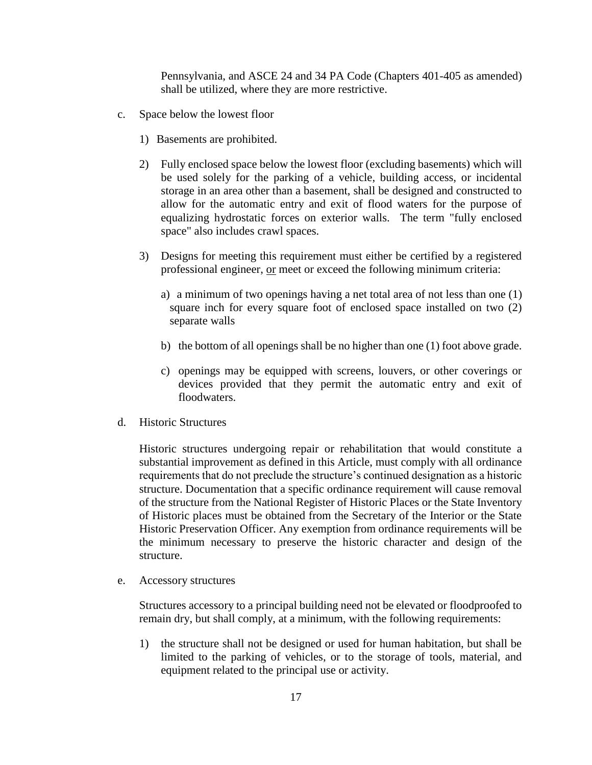Pennsylvania, and ASCE 24 and 34 PA Code (Chapters 401-405 as amended) shall be utilized, where they are more restrictive.

c. Space below the lowest floor

1) Basements are prohibited.

2) Fully enclosed space below the lowest floor (excluding basements) which will be used solely for the parking of a vehicle, building access, or incidental storage in an area other than a basement, shall be designed and constructed to allow for the automatic entry and exit of flood waters for the purpose of equalizing hydrostatic forces on exterior walls. The term "fully enclosed space" also includes crawl spaces.

3) Designs for meeting this requirement must either be certified by a registered professional engineer, <u>or</u> meet or exceed the following minimum criteria:

   a) a minimum of two openings having a net total area of not less than one (1) square inch for every square foot of enclosed space installed on two (2) separate walls

   b) the bottom of all openings shall be no higher than one (1) foot above grade.

   c) openings may be equipped with screens, louvers, or other coverings or devices provided that they permit the automatic entry and exit of floodwaters.

d. Historic Structures

Historic structures undergoing repair or rehabilitation that would constitute a substantial improvement as defined in this Article, must comply with all ordinance requirements that do not preclude the structure's continued designation as a historic structure. Documentation that a specific ordinance requirement will cause removal of the structure from the National Register of Historic Places or the State Inventory of Historic places must be obtained from the Secretary of the Interior or the State Historic Preservation Officer. Any exemption from ordinance requirements will be the minimum necessary to preserve the historic character and design of the structure.

e. Accessory structures

Structures accessory to a principal building need not be elevated or floodproofed to remain dry, but shall comply, at a minimum, with the following requirements:

1) the structure shall not be designed or used for human habitation, but shall be limited to the parking of vehicles, or to the storage of tools, material, and equipment related to the principal use or activity.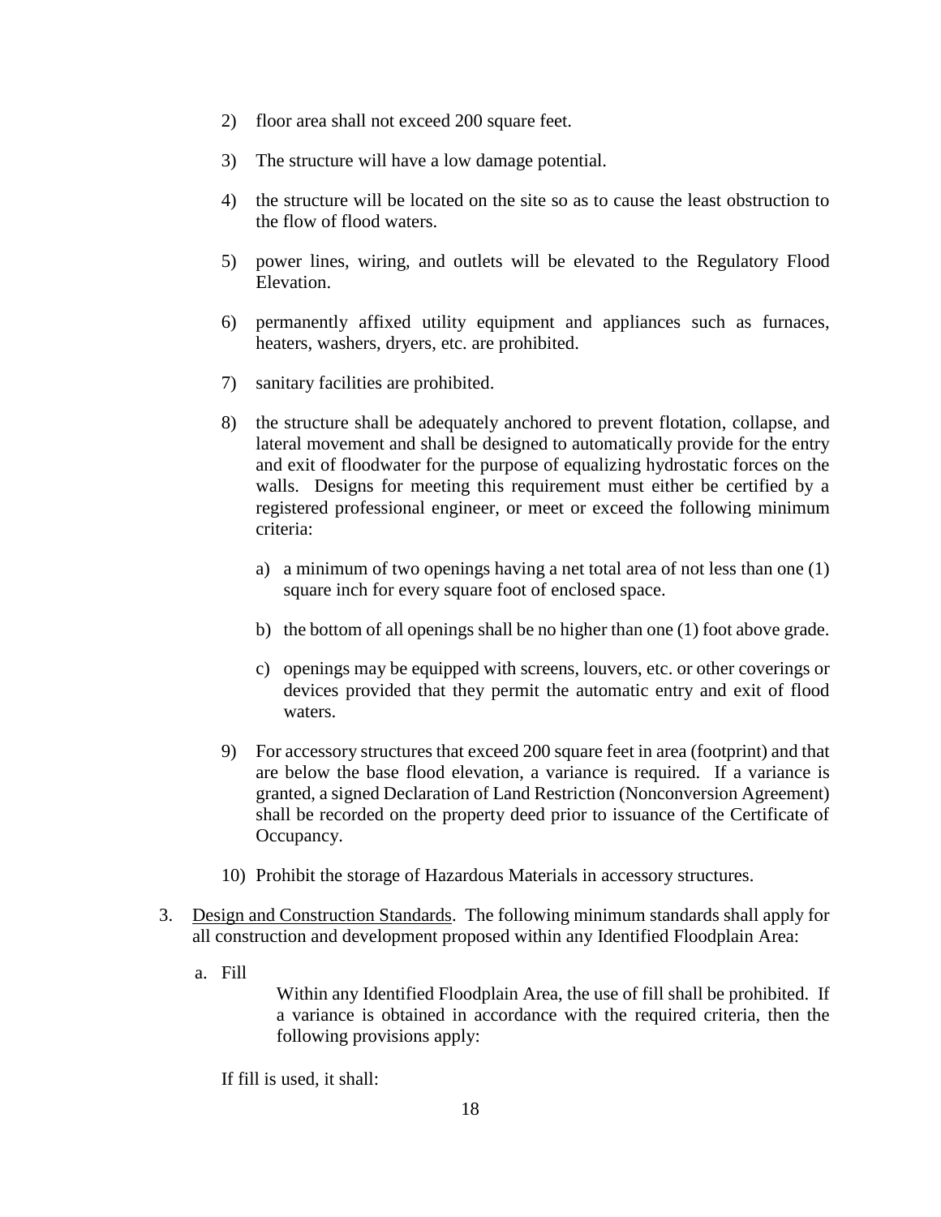2) floor area shall not exceed 200 square feet.

3) The structure will have a low damage potential.

4) the structure will be located on the site so as to cause the least obstruction to the flow of flood waters.

5) power lines, wiring, and outlets will be elevated to the Regulatory Flood Elevation.

6) permanently affixed utility equipment and appliances such as furnaces, heaters, washers, dryers, etc. are prohibited.

7) sanitary facilities are prohibited.

8) the structure shall be adequately anchored to prevent flotation, collapse, and lateral movement and shall be designed to automatically provide for the entry and exit of floodwater for the purpose of equalizing hydrostatic forces on the walls. Designs for meeting this requirement must either be certified by a registered professional engineer, or meet or exceed the following minimum criteria:

   a) a minimum of two openings having a net total area of not less than one (1) square inch for every square foot of enclosed space.

   b) the bottom of all openings shall be no higher than one (1) foot above grade.

   c) openings may be equipped with screens, louvers, etc. or other coverings or devices provided that they permit the automatic entry and exit of flood waters.

9) For accessory structures that exceed 200 square feet in area (footprint) and that are below the base flood elevation, a variance is required. If a variance is granted, a signed Declaration of Land Restriction (Nonconversion Agreement) shall be recorded on the property deed prior to issuance of the Certificate of Occupancy.

10) Prohibit the storage of Hazardous Materials in accessory structures.

3. Design and Construction Standards. The following minimum standards shall apply for all construction and development proposed within any Identified Floodplain Area:

   a. Fill

      Within any Identified Floodplain Area, the use of fill shall be prohibited. If a variance is obtained in accordance with the required criteria, then the following provisions apply:

   If fill is used, it shall: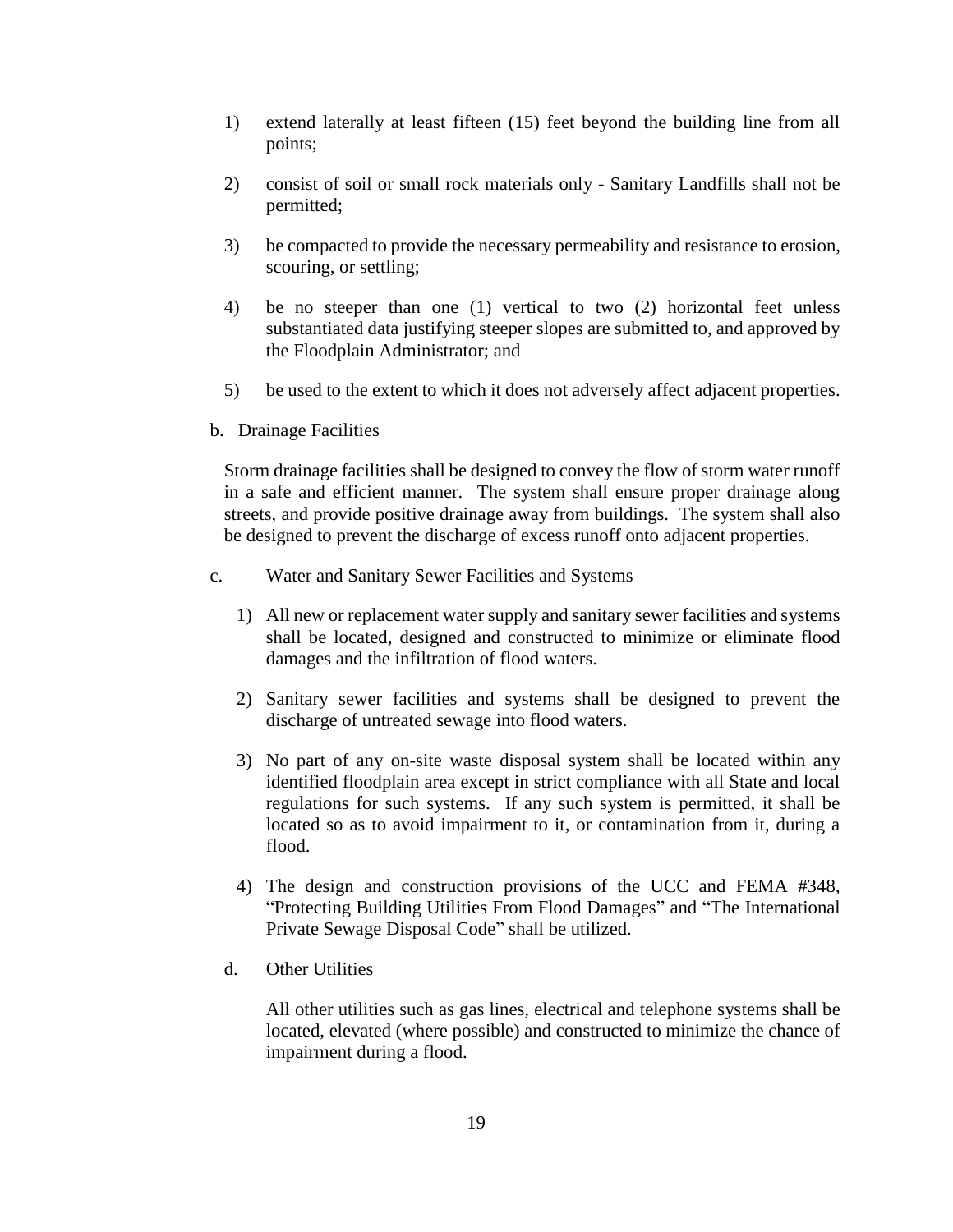1) extend laterally at least fifteen (15) feet beyond the building line from all points;

2) consist of soil or small rock materials only - Sanitary Landfills shall not be permitted;

3) be compacted to provide the necessary permeability and resistance to erosion, scouring, or settling;

4) be no steeper than one (1) vertical to two (2) horizontal feet unless substantiated data justifying steeper slopes are submitted to, and approved by the Floodplain Administrator; and

5) be used to the extent to which it does not adversely affect adjacent properties.

b. Drainage Facilities

Storm drainage facilities shall be designed to convey the flow of storm water runoff in a safe and efficient manner. The system shall ensure proper drainage along streets, and provide positive drainage away from buildings. The system shall also be designed to prevent the discharge of excess runoff onto adjacent properties.

c. Water and Sanitary Sewer Facilities and Systems

1) All new or replacement water supply and sanitary sewer facilities and systems shall be located, designed and constructed to minimize or eliminate flood damages and the infiltration of flood waters.

2) Sanitary sewer facilities and systems shall be designed to prevent the discharge of untreated sewage into flood waters.

3) No part of any on-site waste disposal system shall be located within any identified floodplain area except in strict compliance with all State and local regulations for such systems. If any such system is permitted, it shall be located so as to avoid impairment to it, or contamination from it, during a flood.

4) The design and construction provisions of the UCC and FEMA #348, "Protecting Building Utilities From Flood Damages" and "The International Private Sewage Disposal Code" shall be utilized.

d. Other Utilities

All other utilities such as gas lines, electrical and telephone systems shall be located, elevated (where possible) and constructed to minimize the chance of impairment during a flood.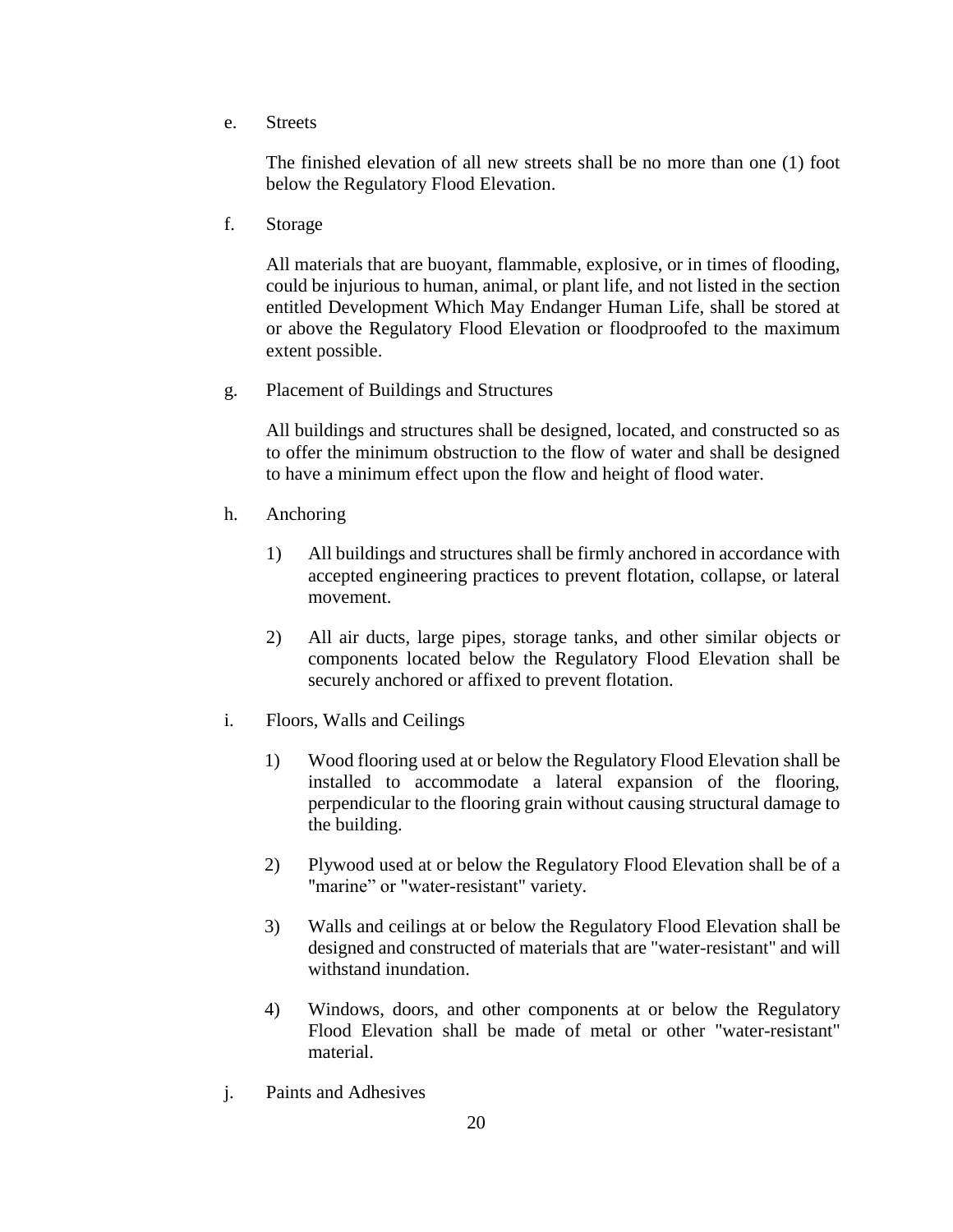e. Streets

The finished elevation of all new streets shall be no more than one (1) foot below the Regulatory Flood Elevation.

f. Storage

All materials that are buoyant, flammable, explosive, or in times of flooding, could be injurious to human, animal, or plant life, and not listed in the section entitled Development Which May Endanger Human Life, shall be stored at or above the Regulatory Flood Elevation or floodproofed to the maximum extent possible.

g. Placement of Buildings and Structures

All buildings and structures shall be designed, located, and constructed so as to offer the minimum obstruction to the flow of water and shall be designed to have a minimum effect upon the flow and height of flood water.

h. Anchoring

1) All buildings and structures shall be firmly anchored in accordance with accepted engineering practices to prevent flotation, collapse, or lateral movement.

2) All air ducts, large pipes, storage tanks, and other similar objects or components located below the Regulatory Flood Elevation shall be securely anchored or affixed to prevent flotation.

i. Floors, Walls and Ceilings

1) Wood flooring used at or below the Regulatory Flood Elevation shall be installed to accommodate a lateral expansion of the flooring, perpendicular to the flooring grain without causing structural damage to the building.

2) Plywood used at or below the Regulatory Flood Elevation shall be of a "marine" or "water-resistant" variety.

3) Walls and ceilings at or below the Regulatory Flood Elevation shall be designed and constructed of materials that are "water-resistant" and will withstand inundation.

4) Windows, doors, and other components at or below the Regulatory Flood Elevation shall be made of metal or other "water-resistant" material.

j. Paints and Adhesives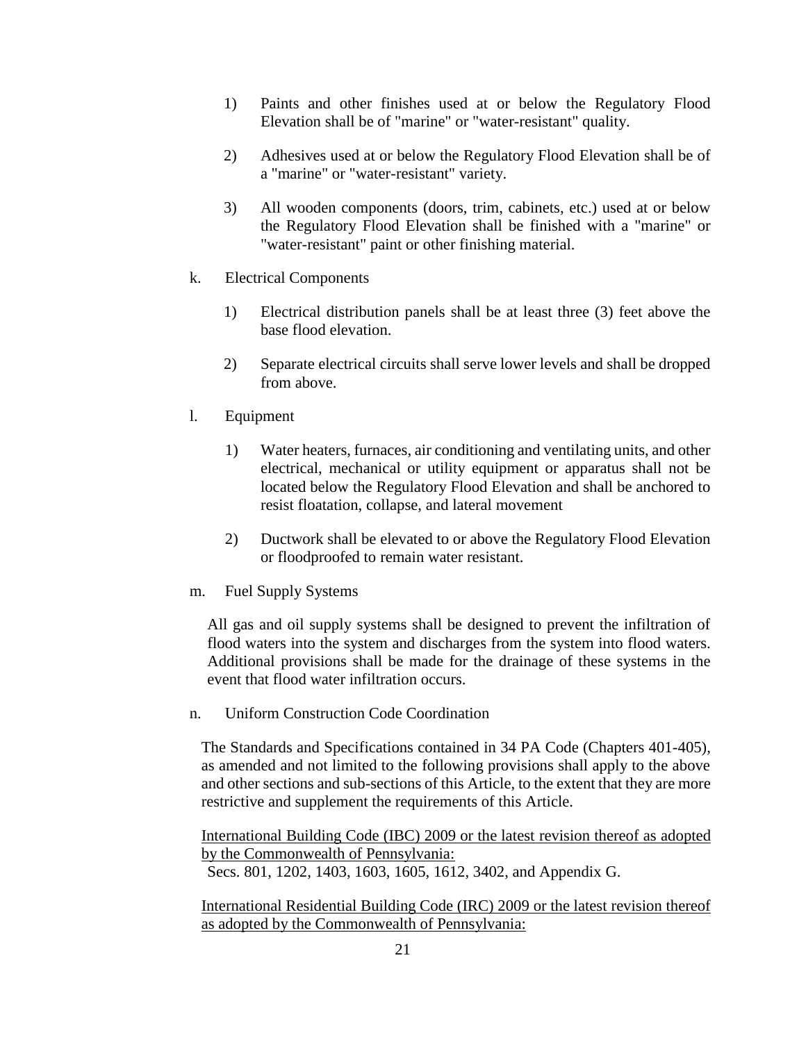1) Paints and other finishes used at or below the Regulatory Flood Elevation shall be of "marine" or "water-resistant" quality.

2) Adhesives used at or below the Regulatory Flood Elevation shall be of a "marine" or "water-resistant" variety.

3) All wooden components (doors, trim, cabinets, etc.) used at or below the Regulatory Flood Elevation shall be finished with a "marine" or "water-resistant" paint or other finishing material.

k. Electrical Components

1) Electrical distribution panels shall be at least three (3) feet above the base flood elevation.

2) Separate electrical circuits shall serve lower levels and shall be dropped from above.

l. Equipment

1) Water heaters, furnaces, air conditioning and ventilating units, and other electrical, mechanical or utility equipment or apparatus shall not be located below the Regulatory Flood Elevation and shall be anchored to resist floatation, collapse, and lateral movement

2) Ductwork shall be elevated to or above the Regulatory Flood Elevation or floodproofed to remain water resistant.

m. Fuel Supply Systems

All gas and oil supply systems shall be designed to prevent the infiltration of flood waters into the system and discharges from the system into flood waters. Additional provisions shall be made for the drainage of these systems in the event that flood water infiltration occurs.

n. Uniform Construction Code Coordination

The Standards and Specifications contained in 34 PA Code (Chapters 401-405), as amended and not limited to the following provisions shall apply to the above and other sections and sub-sections of this Article, to the extent that they are more restrictive and supplement the requirements of this Article.

<u>International Building Code (IBC) 2009 or the latest revision thereof as adopted by the Commonwealth of Pennsylvania:</u>
Secs. 801, 1202, 1403, 1603, 1605, 1612, 3402, and Appendix G.

<u>International Residential Building Code (IRC) 2009 or the latest revision thereof as adopted by the Commonwealth of Pennsylvania:</u>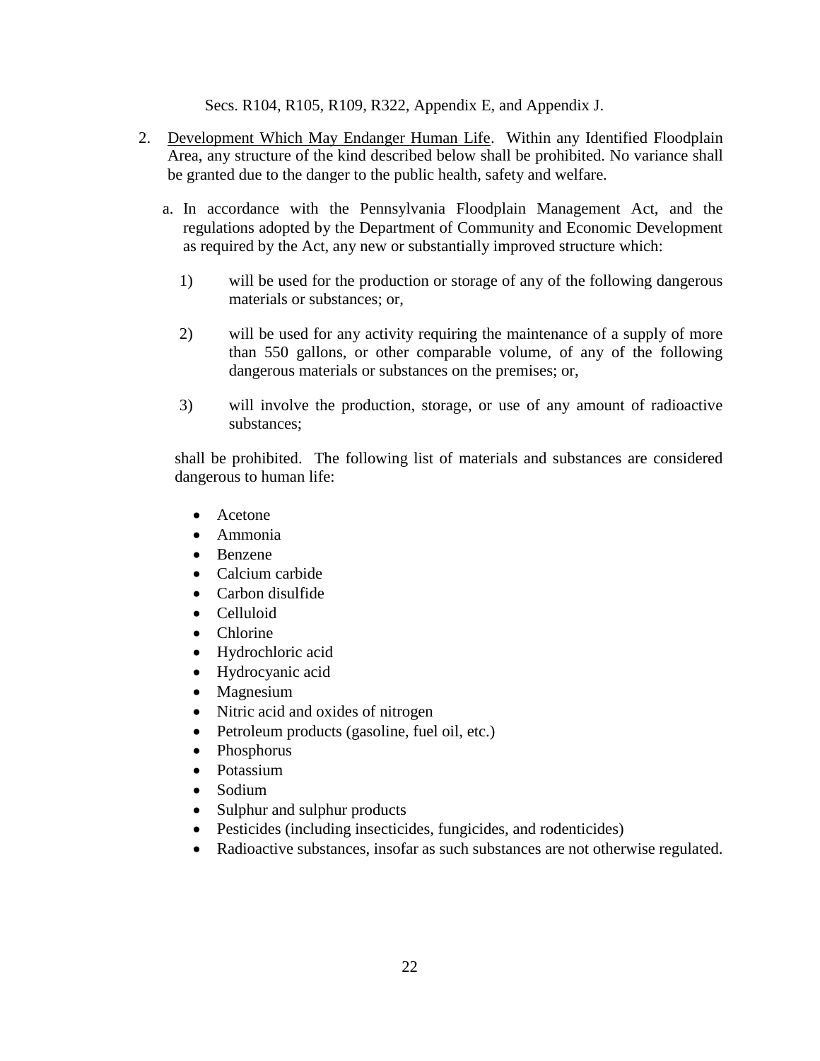Secs. R104, R105, R109, R322, Appendix E, and Appendix J.

2. Development Which May Endanger Human Life. Within any Identified Floodplain Area, any structure of the kind described below shall be prohibited. No variance shall be granted due to the danger to the public health, safety and welfare.

   a. In accordance with the Pennsylvania Floodplain Management Act, and the regulations adopted by the Department of Community and Economic Development as required by the Act, any new or substantially improved structure which:

      1) will be used for the production or storage of any of the following dangerous materials or substances; or,

      2) will be used for any activity requiring the maintenance of a supply of more than 550 gallons, or other comparable volume, of any of the following dangerous materials or substances on the premises; or,

      3) will involve the production, storage, or use of any amount of radioactive substances;

   shall be prohibited. The following list of materials and substances are considered dangerous to human life:

   - Acetone
   - Ammonia
   - Benzene
   - Calcium carbide
   - Carbon disulfide
   - Celluloid
   - Chlorine
   - Hydrochloric acid
   - Hydrocyanic acid
   - Magnesium
   - Nitric acid and oxides of nitrogen
   - Petroleum products (gasoline, fuel oil, etc.)
   - Phosphorus
   - Potassium
   - Sodium
   - Sulphur and sulphur products
   - Pesticides (including insecticides, fungicides, and rodenticides)
   - Radioactive substances, insofar as such substances are not otherwise regulated.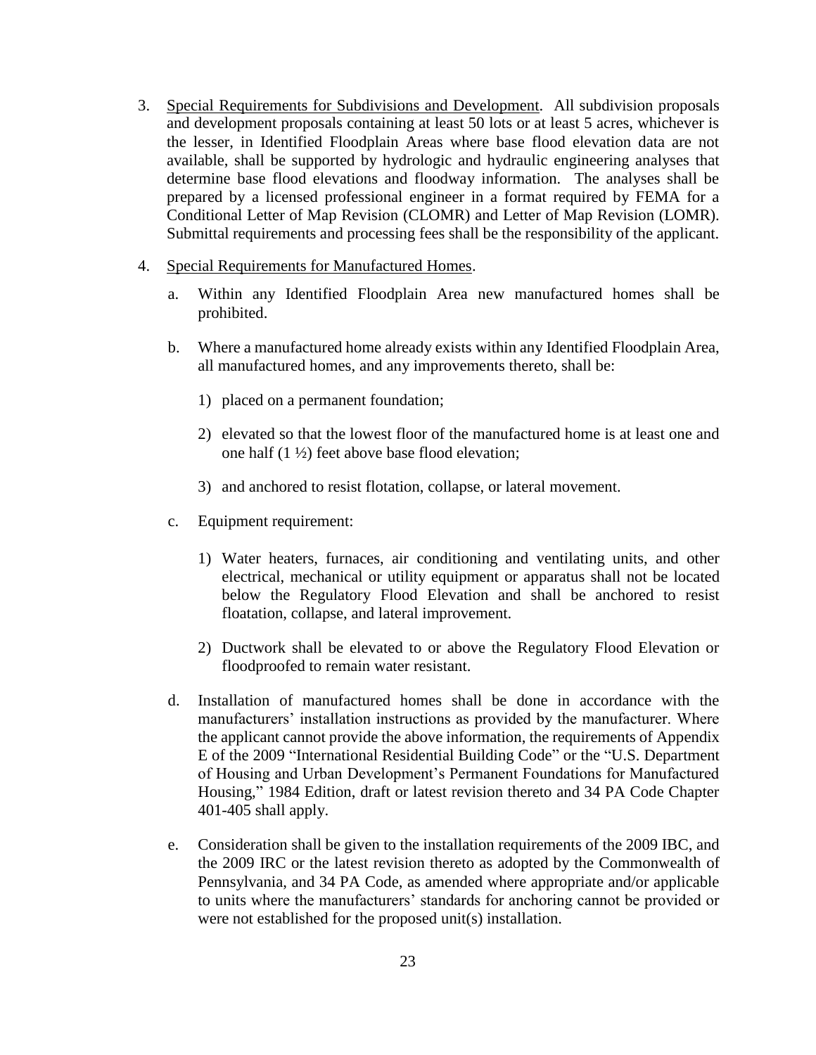3. <u>Special Requirements for Subdivisions and Development</u>. All subdivision proposals and development proposals containing at least 50 lots or at least 5 acres, whichever is the lesser, in Identified Floodplain Areas where base flood elevation data are not available, shall be supported by hydrologic and hydraulic engineering analyses that determine base flood elevations and floodway information. The analyses shall be prepared by a licensed professional engineer in a format required by FEMA for a Conditional Letter of Map Revision (CLOMR) and Letter of Map Revision (LOMR). Submittal requirements and processing fees shall be the responsibility of the applicant.

4. <u>Special Requirements for Manufactured Homes</u>.

   a. Within any Identified Floodplain Area new manufactured homes shall be prohibited.

   b. Where a manufactured home already exists within any Identified Floodplain Area, all manufactured homes, and any improvements thereto, shall be:

      1) placed on a permanent foundation;

      2) elevated so that the lowest floor of the manufactured home is at least one and one half (1 ½) feet above base flood elevation;

      3) and anchored to resist flotation, collapse, or lateral movement.

   c. Equipment requirement:

      1) Water heaters, furnaces, air conditioning and ventilating units, and other electrical, mechanical or utility equipment or apparatus shall not be located below the Regulatory Flood Elevation and shall be anchored to resist floatation, collapse, and lateral improvement.

      2) Ductwork shall be elevated to or above the Regulatory Flood Elevation or floodproofed to remain water resistant.

   d. Installation of manufactured homes shall be done in accordance with the manufacturers' installation instructions as provided by the manufacturer. Where the applicant cannot provide the above information, the requirements of Appendix E of the 2009 "International Residential Building Code" or the "U.S. Department of Housing and Urban Development's Permanent Foundations for Manufactured Housing," 1984 Edition, draft or latest revision thereto and 34 PA Code Chapter 401-405 shall apply.

   e. Consideration shall be given to the installation requirements of the 2009 IBC, and the 2009 IRC or the latest revision thereto as adopted by the Commonwealth of Pennsylvania, and 34 PA Code, as amended where appropriate and/or applicable to units where the manufacturers' standards for anchoring cannot be provided or were not established for the proposed unit(s) installation.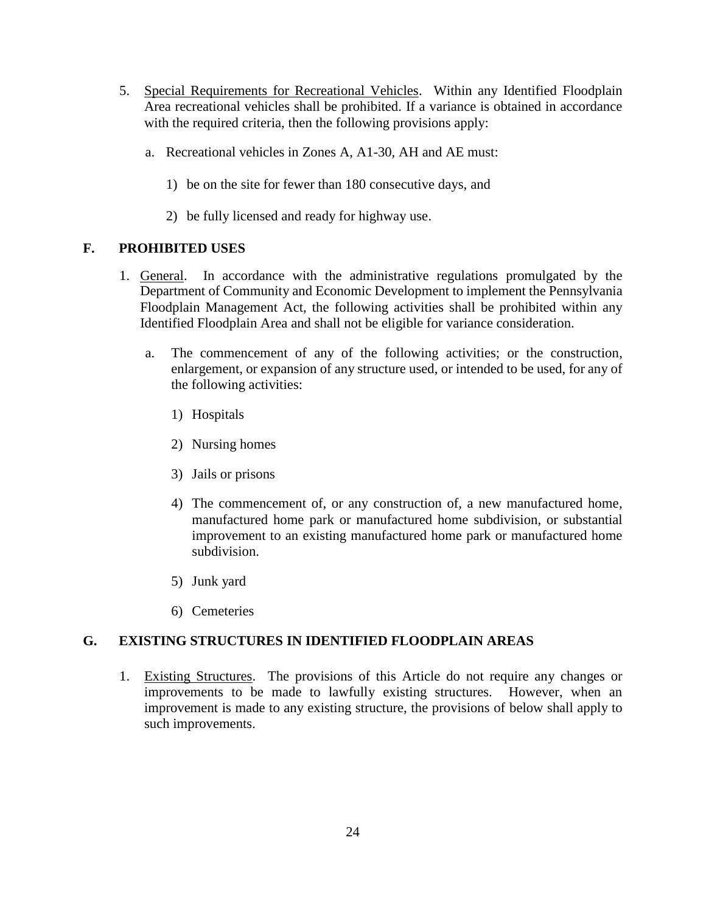5. Special Requirements for Recreational Vehicles. Within any Identified Floodplain Area recreational vehicles shall be prohibited. If a variance is obtained in accordance with the required criteria, then the following provisions apply:

   a. Recreational vehicles in Zones A, A1-30, AH and AE must:

      1) be on the site for fewer than 180 consecutive days, and

      2) be fully licensed and ready for highway use.

## F. PROHIBITED USES

1. General. In accordance with the administrative regulations promulgated by the Department of Community and Economic Development to implement the Pennsylvania Floodplain Management Act, the following activities shall be prohibited within any Identified Floodplain Area and shall not be eligible for variance consideration.

   a. The commencement of any of the following activities; or the construction, enlargement, or expansion of any structure used, or intended to be used, for any of the following activities:

      1) Hospitals

      2) Nursing homes

      3) Jails or prisons

      4) The commencement of, or any construction of, a new manufactured home, manufactured home park or manufactured home subdivision, or substantial improvement to an existing manufactured home park or manufactured home subdivision.

      5) Junk yard

      6) Cemeteries

## G. EXISTING STRUCTURES IN IDENTIFIED FLOODPLAIN AREAS

1. Existing Structures. The provisions of this Article do not require any changes or improvements to be made to lawfully existing structures. However, when an improvement is made to any existing structure, the provisions of below shall apply to such improvements.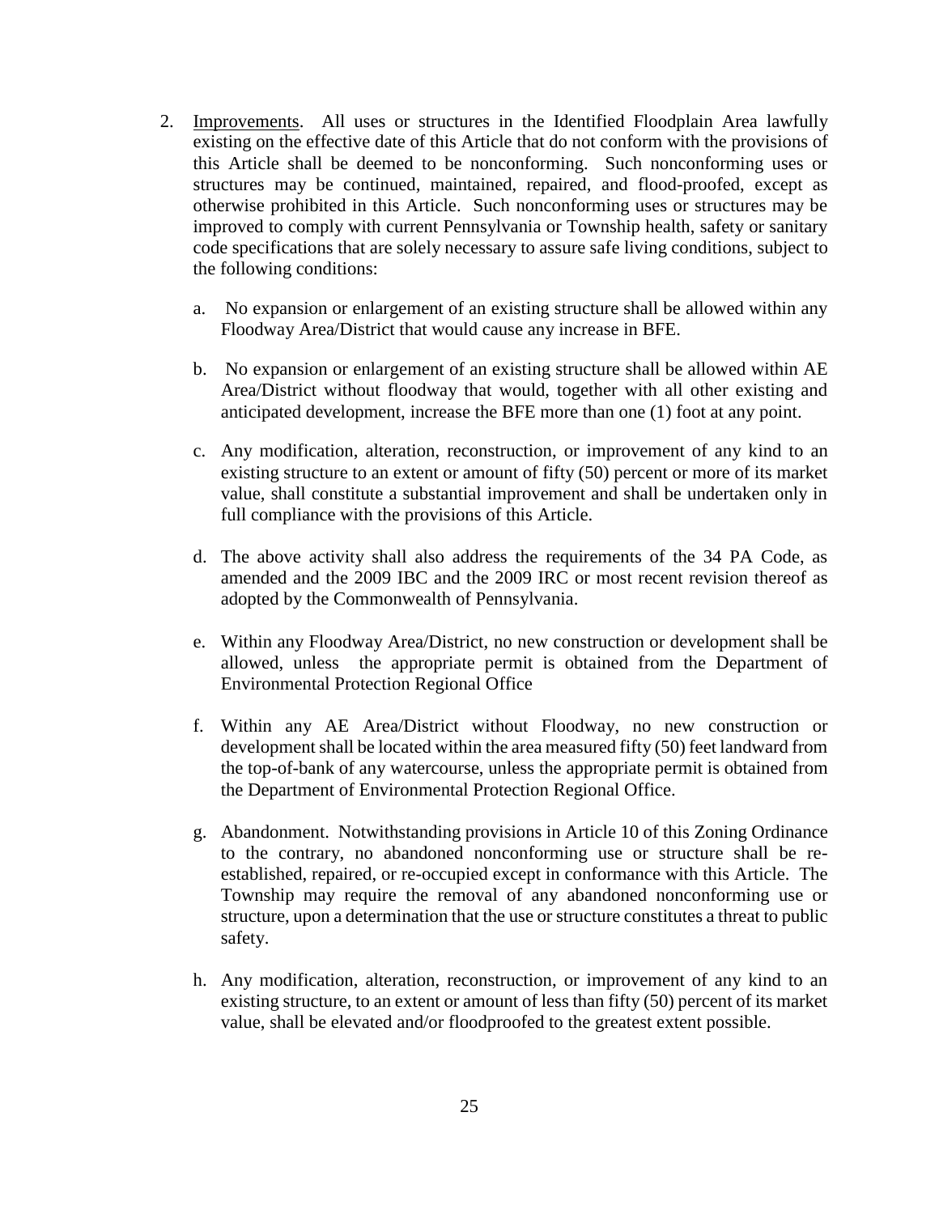2. <u>Improvements</u>. All uses or structures in the Identified Floodplain Area lawfully existing on the effective date of this Article that do not conform with the provisions of this Article shall be deemed to be nonconforming. Such nonconforming uses or structures may be continued, maintained, repaired, and flood-proofed, except as otherwise prohibited in this Article. Such nonconforming uses or structures may be improved to comply with current Pennsylvania or Township health, safety or sanitary code specifications that are solely necessary to assure safe living conditions, subject to the following conditions:

   a. No expansion or enlargement of an existing structure shall be allowed within any Floodway Area/District that would cause any increase in BFE.

   b. No expansion or enlargement of an existing structure shall be allowed within AE Area/District without floodway that would, together with all other existing and anticipated development, increase the BFE more than one (1) foot at any point.

   c. Any modification, alteration, reconstruction, or improvement of any kind to an existing structure to an extent or amount of fifty (50) percent or more of its market value, shall constitute a substantial improvement and shall be undertaken only in full compliance with the provisions of this Article.

   d. The above activity shall also address the requirements of the 34 PA Code, as amended and the 2009 IBC and the 2009 IRC or most recent revision thereof as adopted by the Commonwealth of Pennsylvania.

   e. Within any Floodway Area/District, no new construction or development shall be allowed, unless the appropriate permit is obtained from the Department of Environmental Protection Regional Office

   f. Within any AE Area/District without Floodway, no new construction or development shall be located within the area measured fifty (50) feet landward from the top-of-bank of any watercourse, unless the appropriate permit is obtained from the Department of Environmental Protection Regional Office.

   g. Abandonment. Notwithstanding provisions in Article 10 of this Zoning Ordinance to the contrary, no abandoned nonconforming use or structure shall be re-established, repaired, or re-occupied except in conformance with this Article. The Township may require the removal of any abandoned nonconforming use or structure, upon a determination that the use or structure constitutes a threat to public safety.

   h. Any modification, alteration, reconstruction, or improvement of any kind to an existing structure, to an extent or amount of less than fifty (50) percent of its market value, shall be elevated and/or floodproofed to the greatest extent possible.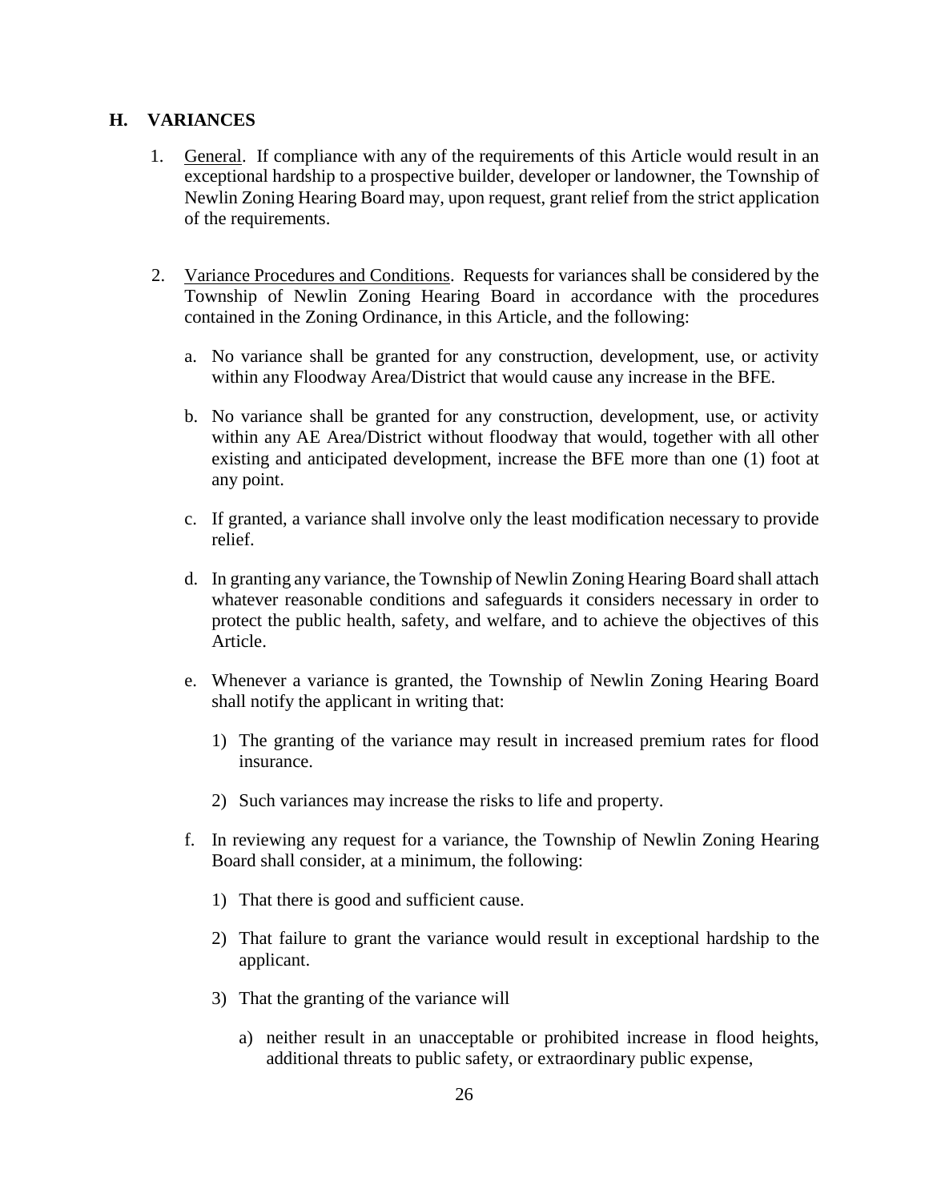## H. VARIANCES

1. General. If compliance with any of the requirements of this Article would result in an exceptional hardship to a prospective builder, developer or landowner, the Township of Newlin Zoning Hearing Board may, upon request, grant relief from the strict application of the requirements.

2. Variance Procedures and Conditions. Requests for variances shall be considered by the Township of Newlin Zoning Hearing Board in accordance with the procedures contained in the Zoning Ordinance, in this Article, and the following:

   a. No variance shall be granted for any construction, development, use, or activity within any Floodway Area/District that would cause any increase in the BFE.

   b. No variance shall be granted for any construction, development, use, or activity within any AE Area/District without floodway that would, together with all other existing and anticipated development, increase the BFE more than one (1) foot at any point.

   c. If granted, a variance shall involve only the least modification necessary to provide relief.

   d. In granting any variance, the Township of Newlin Zoning Hearing Board shall attach whatever reasonable conditions and safeguards it considers necessary in order to protect the public health, safety, and welfare, and to achieve the objectives of this Article.

   e. Whenever a variance is granted, the Township of Newlin Zoning Hearing Board shall notify the applicant in writing that:

      1) The granting of the variance may result in increased premium rates for flood insurance.

      2) Such variances may increase the risks to life and property.

   f. In reviewing any request for a variance, the Township of Newlin Zoning Hearing Board shall consider, at a minimum, the following:

      1) That there is good and sufficient cause.

      2) That failure to grant the variance would result in exceptional hardship to the applicant.

      3) That the granting of the variance will

         a) neither result in an unacceptable or prohibited increase in flood heights, additional threats to public safety, or extraordinary public expense,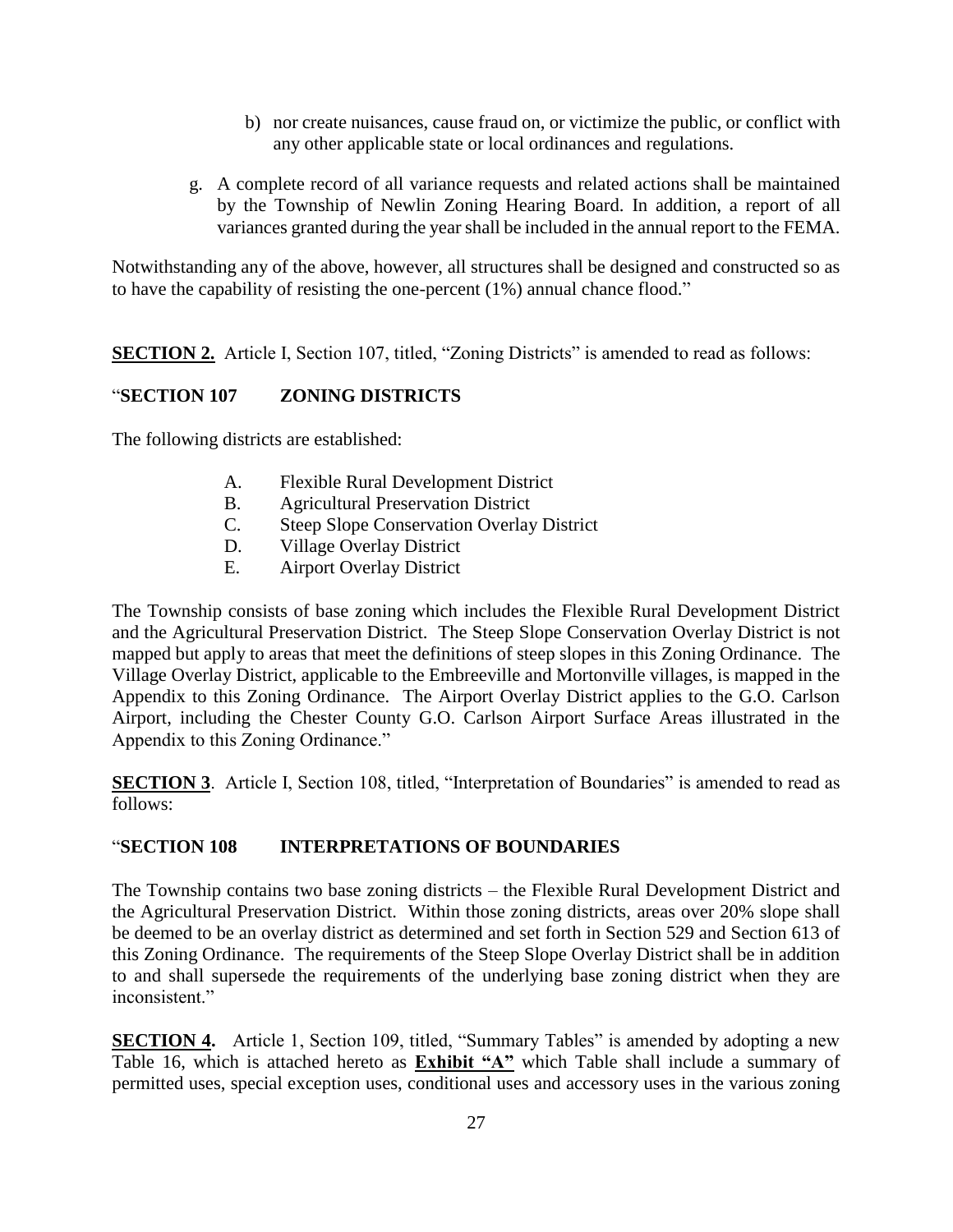b) nor create nuisances, cause fraud on, or victimize the public, or conflict with any other applicable state or local ordinances and regulations.

g. A complete record of all variance requests and related actions shall be maintained by the Township of Newlin Zoning Hearing Board. In addition, a report of all variances granted during the year shall be included in the annual report to the FEMA.

Notwithstanding any of the above, however, all structures shall be designed and constructed so as to have the capability of resisting the one-percent (1%) annual chance flood."

**SECTION 2.** Article I, Section 107, titled, "Zoning Districts" is amended to read as follows:

"**SECTION 107 ZONING DISTRICTS**

The following districts are established:

- A. Flexible Rural Development District
- B. Agricultural Preservation District
- C. Steep Slope Conservation Overlay District
- D. Village Overlay District
- E. Airport Overlay District

The Township consists of base zoning which includes the Flexible Rural Development District and the Agricultural Preservation District. The Steep Slope Conservation Overlay District is not mapped but apply to areas that meet the definitions of steep slopes in this Zoning Ordinance. The Village Overlay District, applicable to the Embreeville and Mortonville villages, is mapped in the Appendix to this Zoning Ordinance. The Airport Overlay District applies to the G.O. Carlson Airport, including the Chester County G.O. Carlson Airport Surface Areas illustrated in the Appendix to this Zoning Ordinance."

**SECTION 3**. Article I, Section 108, titled, "Interpretation of Boundaries" is amended to read as follows:

"**SECTION 108 INTERPRETATIONS OF BOUNDARIES**

The Township contains two base zoning districts – the Flexible Rural Development District and the Agricultural Preservation District. Within those zoning districts, areas over 20% slope shall be deemed to be an overlay district as determined and set forth in Section 529 and Section 613 of this Zoning Ordinance. The requirements of the Steep Slope Overlay District shall be in addition to and shall supersede the requirements of the underlying base zoning district when they are inconsistent."

**SECTION 4.** Article 1, Section 109, titled, "Summary Tables" is amended by adopting a new Table 16, which is attached hereto as **Exhibit "A"** which Table shall include a summary of permitted uses, special exception uses, conditional uses and accessory uses in the various zoning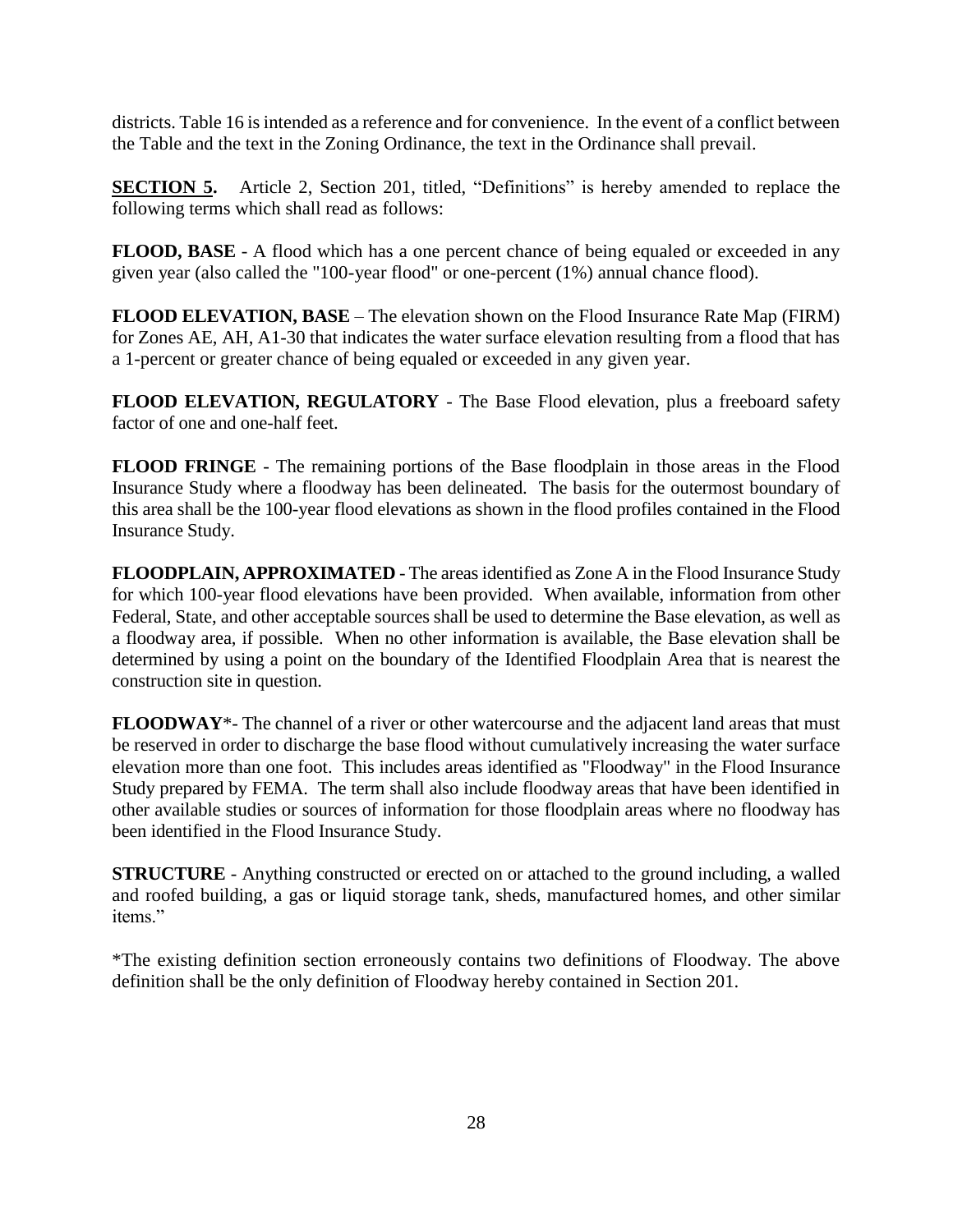districts. Table 16 is intended as a reference and for convenience. In the event of a conflict between the Table and the text in the Zoning Ordinance, the text in the Ordinance shall prevail.

**SECTION 5.** Article 2, Section 201, titled, "Definitions" is hereby amended to replace the following terms which shall read as follows:

**FLOOD, BASE** - A flood which has a one percent chance of being equaled or exceeded in any given year (also called the "100-year flood" or one-percent (1%) annual chance flood).

**FLOOD ELEVATION, BASE** – The elevation shown on the Flood Insurance Rate Map (FIRM) for Zones AE, AH, A1-30 that indicates the water surface elevation resulting from a flood that has a 1-percent or greater chance of being equaled or exceeded in any given year.

**FLOOD ELEVATION, REGULATORY** - The Base Flood elevation, plus a freeboard safety factor of one and one-half feet.

**FLOOD FRINGE** - The remaining portions of the Base floodplain in those areas in the Flood Insurance Study where a floodway has been delineated. The basis for the outermost boundary of this area shall be the 100-year flood elevations as shown in the flood profiles contained in the Flood Insurance Study.

**FLOODPLAIN, APPROXIMATED** - The areas identified as Zone A in the Flood Insurance Study for which 100-year flood elevations have been provided. When available, information from other Federal, State, and other acceptable sources shall be used to determine the Base elevation, as well as a floodway area, if possible. When no other information is available, the Base elevation shall be determined by using a point on the boundary of the Identified Floodplain Area that is nearest the construction site in question.

**FLOODWAY**\*- The channel of a river or other watercourse and the adjacent land areas that must be reserved in order to discharge the base flood without cumulatively increasing the water surface elevation more than one foot. This includes areas identified as "Floodway" in the Flood Insurance Study prepared by FEMA. The term shall also include floodway areas that have been identified in other available studies or sources of information for those floodplain areas where no floodway has been identified in the Flood Insurance Study.

**STRUCTURE** - Anything constructed or erected on or attached to the ground including, a walled and roofed building, a gas or liquid storage tank, sheds, manufactured homes, and other similar items."

*The existing definition section erroneously contains two definitions of Floodway. The above definition shall be the only definition of Floodway hereby contained in Section 201.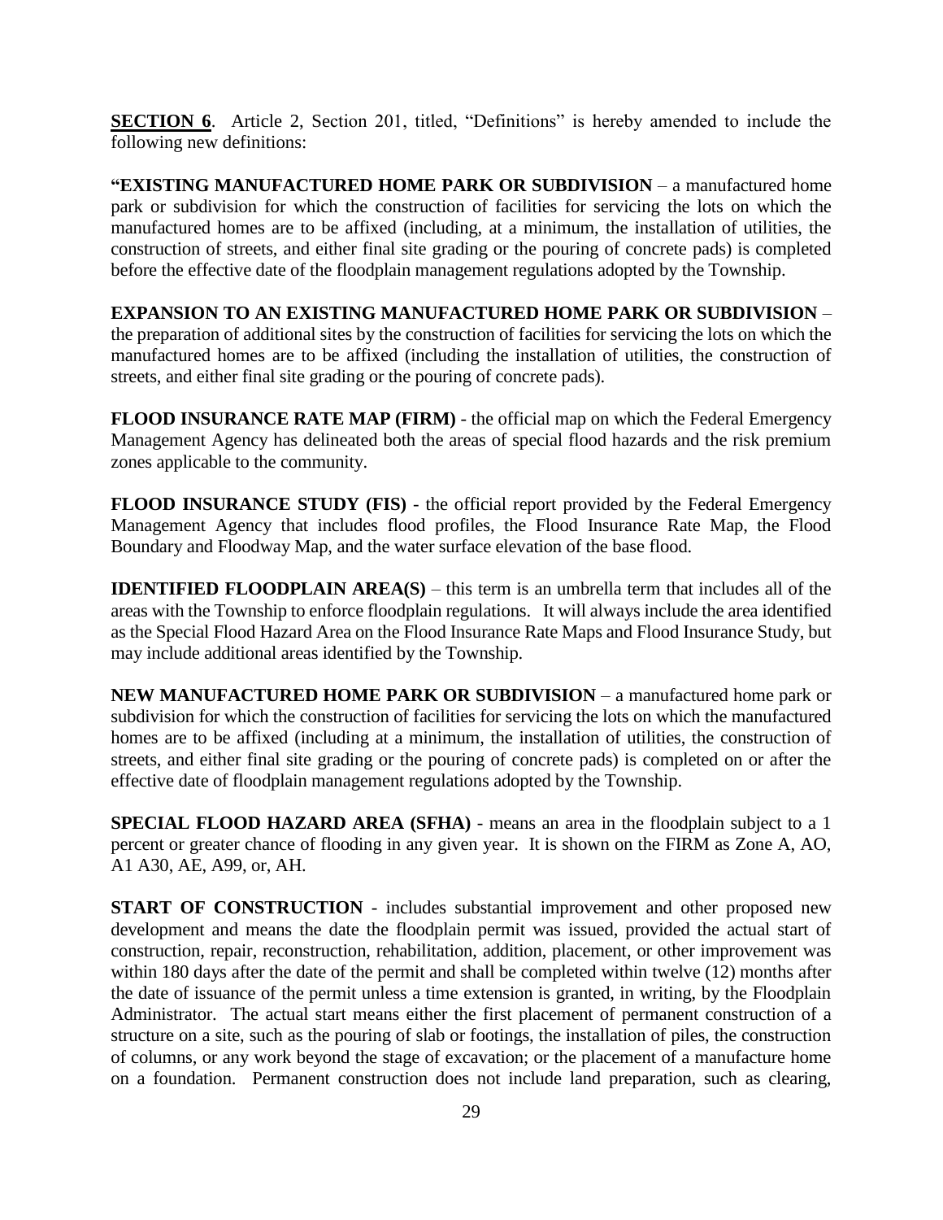**SECTION 6**. Article 2, Section 201, titled, "Definitions" is hereby amended to include the following new definitions:

**"EXISTING MANUFACTURED HOME PARK OR SUBDIVISION** – a manufactured home park or subdivision for which the construction of facilities for servicing the lots on which the manufactured homes are to be affixed (including, at a minimum, the installation of utilities, the construction of streets, and either final site grading or the pouring of concrete pads) is completed before the effective date of the floodplain management regulations adopted by the Township.

**EXPANSION TO AN EXISTING MANUFACTURED HOME PARK OR SUBDIVISION** – the preparation of additional sites by the construction of facilities for servicing the lots on which the manufactured homes are to be affixed (including the installation of utilities, the construction of streets, and either final site grading or the pouring of concrete pads).

**FLOOD INSURANCE RATE MAP (FIRM)** - the official map on which the Federal Emergency Management Agency has delineated both the areas of special flood hazards and the risk premium zones applicable to the community.

**FLOOD INSURANCE STUDY (FIS)** - the official report provided by the Federal Emergency Management Agency that includes flood profiles, the Flood Insurance Rate Map, the Flood Boundary and Floodway Map, and the water surface elevation of the base flood.

**IDENTIFIED FLOODPLAIN AREA(S)** – this term is an umbrella term that includes all of the areas with the Township to enforce floodplain regulations. It will always include the area identified as the Special Flood Hazard Area on the Flood Insurance Rate Maps and Flood Insurance Study, but may include additional areas identified by the Township.

**NEW MANUFACTURED HOME PARK OR SUBDIVISION** – a manufactured home park or subdivision for which the construction of facilities for servicing the lots on which the manufactured homes are to be affixed (including at a minimum, the installation of utilities, the construction of streets, and either final site grading or the pouring of concrete pads) is completed on or after the effective date of floodplain management regulations adopted by the Township.

**SPECIAL FLOOD HAZARD AREA (SFHA)** - means an area in the floodplain subject to a 1 percent or greater chance of flooding in any given year. It is shown on the FIRM as Zone A, AO, A1 A30, AE, A99, or, AH.

**START OF CONSTRUCTION** - includes substantial improvement and other proposed new development and means the date the floodplain permit was issued, provided the actual start of construction, repair, reconstruction, rehabilitation, addition, placement, or other improvement was within 180 days after the date of the permit and shall be completed within twelve (12) months after the date of issuance of the permit unless a time extension is granted, in writing, by the Floodplain Administrator. The actual start means either the first placement of permanent construction of a structure on a site, such as the pouring of slab or footings, the installation of piles, the construction of columns, or any work beyond the stage of excavation; or the placement of a manufacture home on a foundation. Permanent construction does not include land preparation, such as clearing,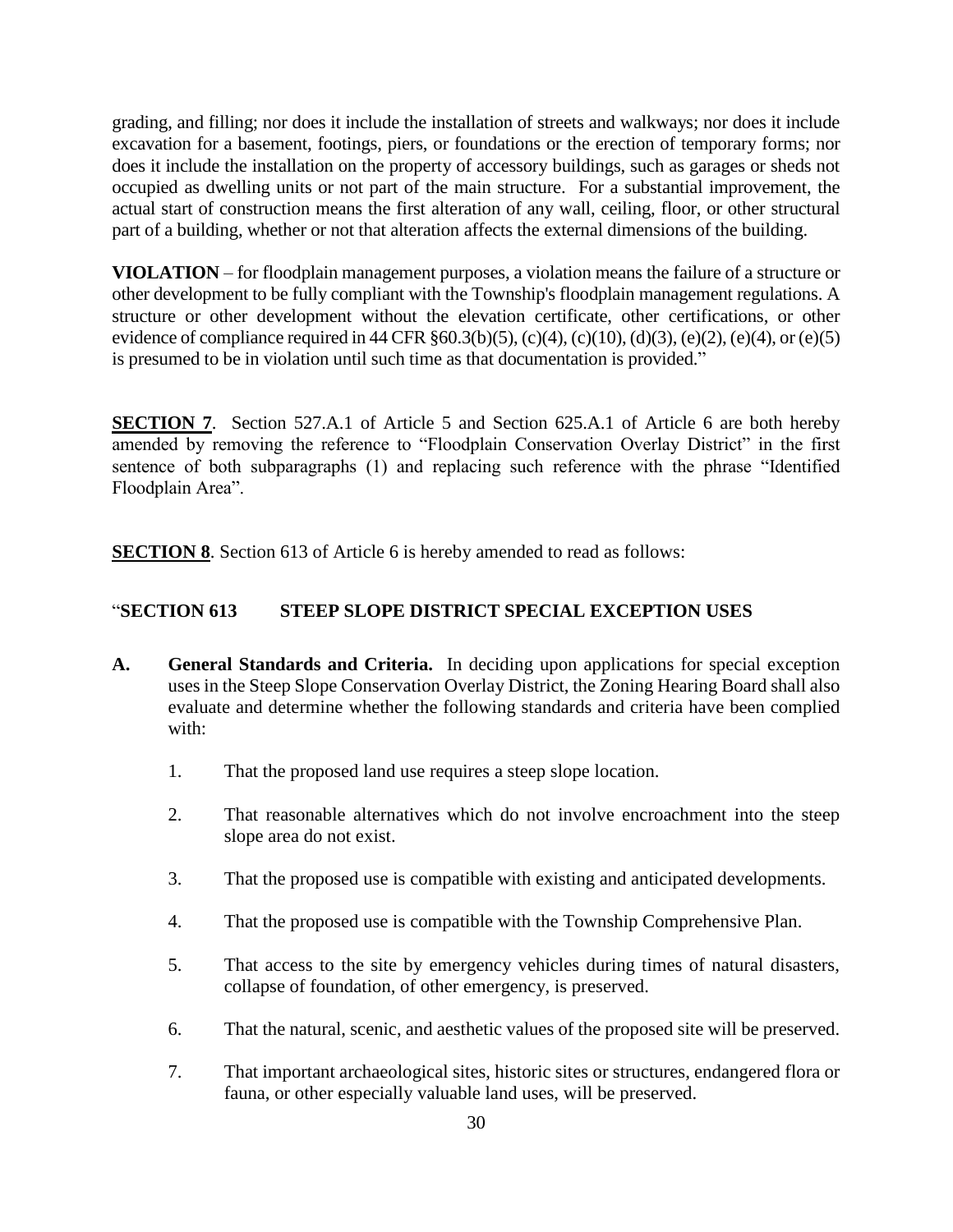grading, and filling; nor does it include the installation of streets and walkways; nor does it include excavation for a basement, footings, piers, or foundations or the erection of temporary forms; nor does it include the installation on the property of accessory buildings, such as garages or sheds not occupied as dwelling units or not part of the main structure. For a substantial improvement, the actual start of construction means the first alteration of any wall, ceiling, floor, or other structural part of a building, whether or not that alteration affects the external dimensions of the building.

**VIOLATION** – for floodplain management purposes, a violation means the failure of a structure or other development to be fully compliant with the Township's floodplain management regulations. A structure or other development without the elevation certificate, other certifications, or other evidence of compliance required in 44 CFR §60.3(b)(5), (c)(4), (c)(10), (d)(3), (e)(2), (e)(4), or (e)(5) is presumed to be in violation until such time as that documentation is provided."

**SECTION 7**. Section 527.A.1 of Article 5 and Section 625.A.1 of Article 6 are both hereby amended by removing the reference to "Floodplain Conservation Overlay District" in the first sentence of both subparagraphs (1) and replacing such reference with the phrase "Identified Floodplain Area".

**SECTION 8**. Section 613 of Article 6 is hereby amended to read as follows:

"**SECTION 613 STEEP SLOPE DISTRICT SPECIAL EXCEPTION USES**

**A. General Standards and Criteria.** In deciding upon applications for special exception uses in the Steep Slope Conservation Overlay District, the Zoning Hearing Board shall also evaluate and determine whether the following standards and criteria have been complied with:

1. That the proposed land use requires a steep slope location.

2. That reasonable alternatives which do not involve encroachment into the steep slope area do not exist.

3. That the proposed use is compatible with existing and anticipated developments.

4. That the proposed use is compatible with the Township Comprehensive Plan.

5. That access to the site by emergency vehicles during times of natural disasters, collapse of foundation, of other emergency, is preserved.

6. That the natural, scenic, and aesthetic values of the proposed site will be preserved.

7. That important archaeological sites, historic sites or structures, endangered flora or fauna, or other especially valuable land uses, will be preserved.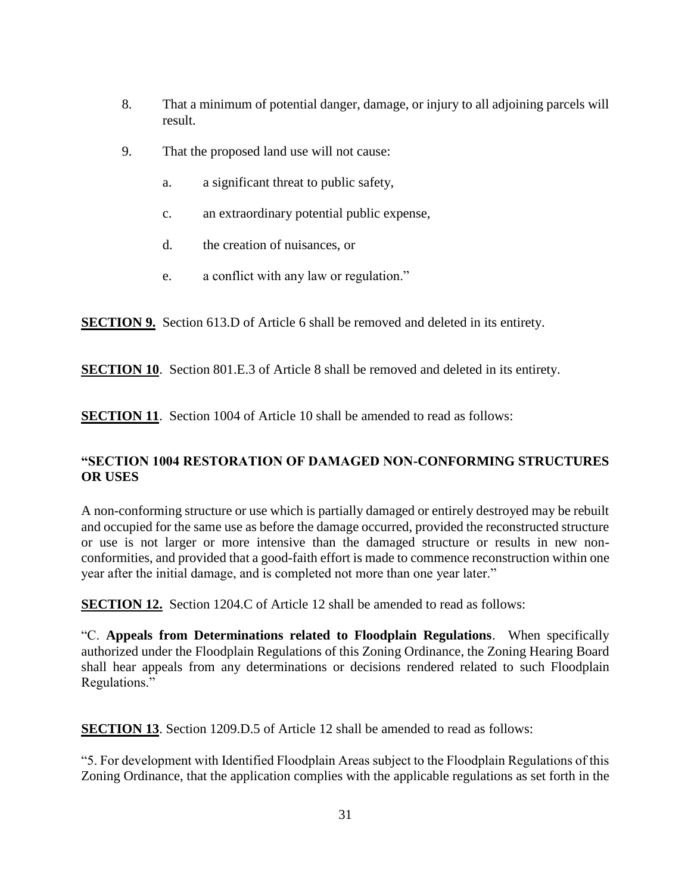8. That a minimum of potential danger, damage, or injury to all adjoining parcels will result.

9. That the proposed land use will not cause:

    a. a significant threat to public safety,

    c. an extraordinary potential public expense,

    d. the creation of nuisances, or

    e. a conflict with any law or regulation."

**SECTION 9.** Section 613.D of Article 6 shall be removed and deleted in its entirety.

**SECTION 10**. Section 801.E.3 of Article 8 shall be removed and deleted in its entirety.

**SECTION 11**. Section 1004 of Article 10 shall be amended to read as follows:

**"SECTION 1004 RESTORATION OF DAMAGED NON-CONFORMING STRUCTURES OR USES**

A non-conforming structure or use which is partially damaged or entirely destroyed may be rebuilt and occupied for the same use as before the damage occurred, provided the reconstructed structure or use is not larger or more intensive than the damaged structure or results in new non-conformities, and provided that a good-faith effort is made to commence reconstruction within one year after the initial damage, and is completed not more than one year later."

**SECTION 12.** Section 1204.C of Article 12 shall be amended to read as follows:

"C. **Appeals from Determinations related to Floodplain Regulations**. When specifically authorized under the Floodplain Regulations of this Zoning Ordinance, the Zoning Hearing Board shall hear appeals from any determinations or decisions rendered related to such Floodplain Regulations."

**SECTION 13**. Section 1209.D.5 of Article 12 shall be amended to read as follows:

"5. For development with Identified Floodplain Areas subject to the Floodplain Regulations of this Zoning Ordinance, that the application complies with the applicable regulations as set forth in the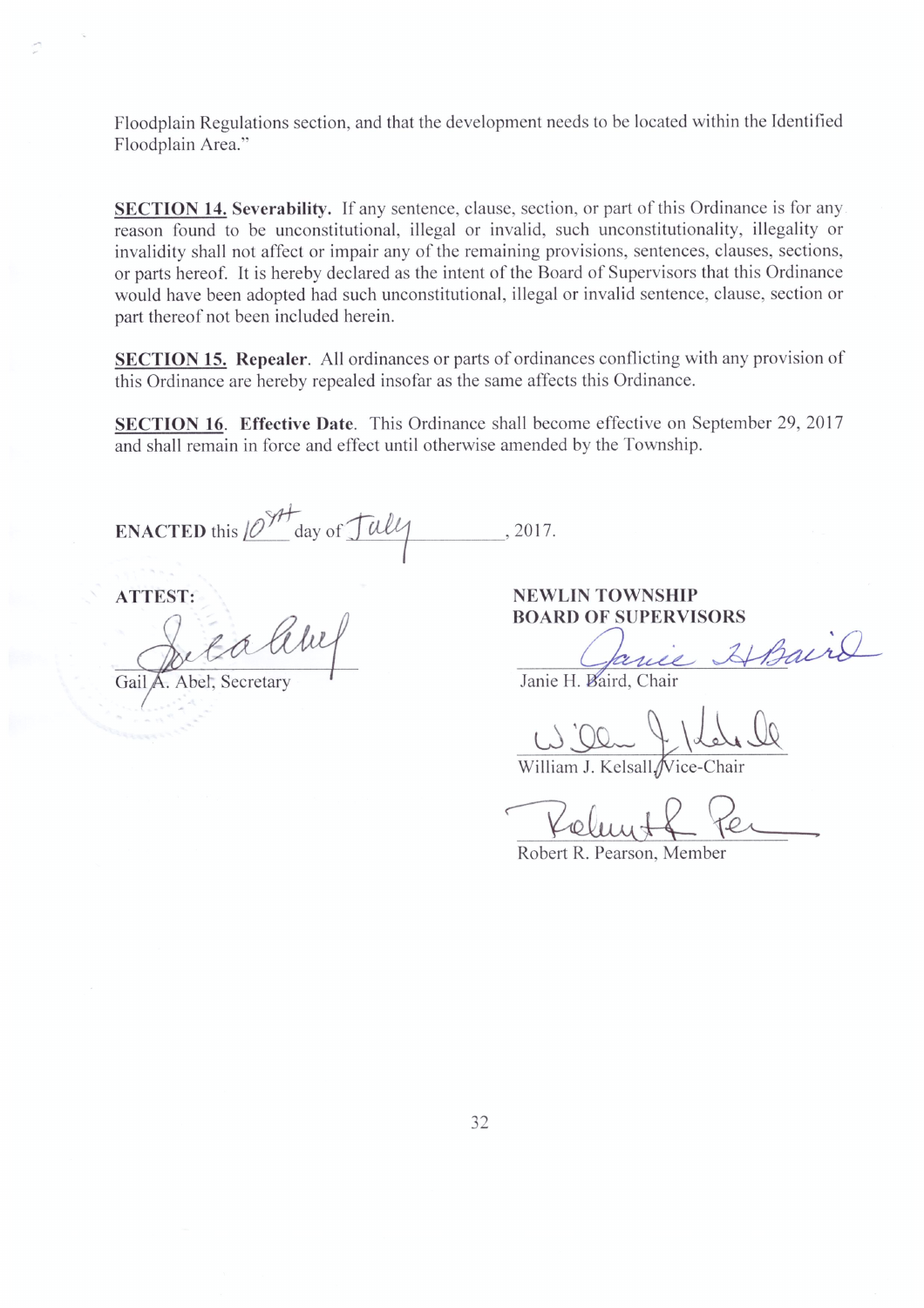Floodplain Regulations section, and that the development needs to be located within the Identified Floodplain Area."

**SECTION 14. Severability.** If any sentence, clause, section, or part of this Ordinance is for any reason found to be unconstitutional, illegal or invalid, such unconstitutionality, illegality or invalidity shall not affect or impair any of the remaining provisions, sentences, clauses, sections, or parts hereof. It is hereby declared as the intent of the Board of Supervisors that this Ordinance would have been adopted had such unconstitutional, illegal or invalid sentence, clause, section or part thereof not been included herein.

**SECTION 15. Repealer**. All ordinances or parts of ordinances conflicting with any provision of this Ordinance are hereby repealed insofar as the same affects this Ordinance.

**SECTION 16**. **Effective Date**. This Ordinance shall become effective on September 29, 2017 and shall remain in force and effect until otherwise amended by the Township.

**ENACTED** this 10th day of July, 2017.

**ATTEST:**

Gail A. Abel, Secretary

**NEWLIN TOWNSHIP**
**BOARD OF SUPERVISORS**

Janie H. Baird, Chair

William J. Kelsall, Vice-Chair

Robert R. Pearson, Member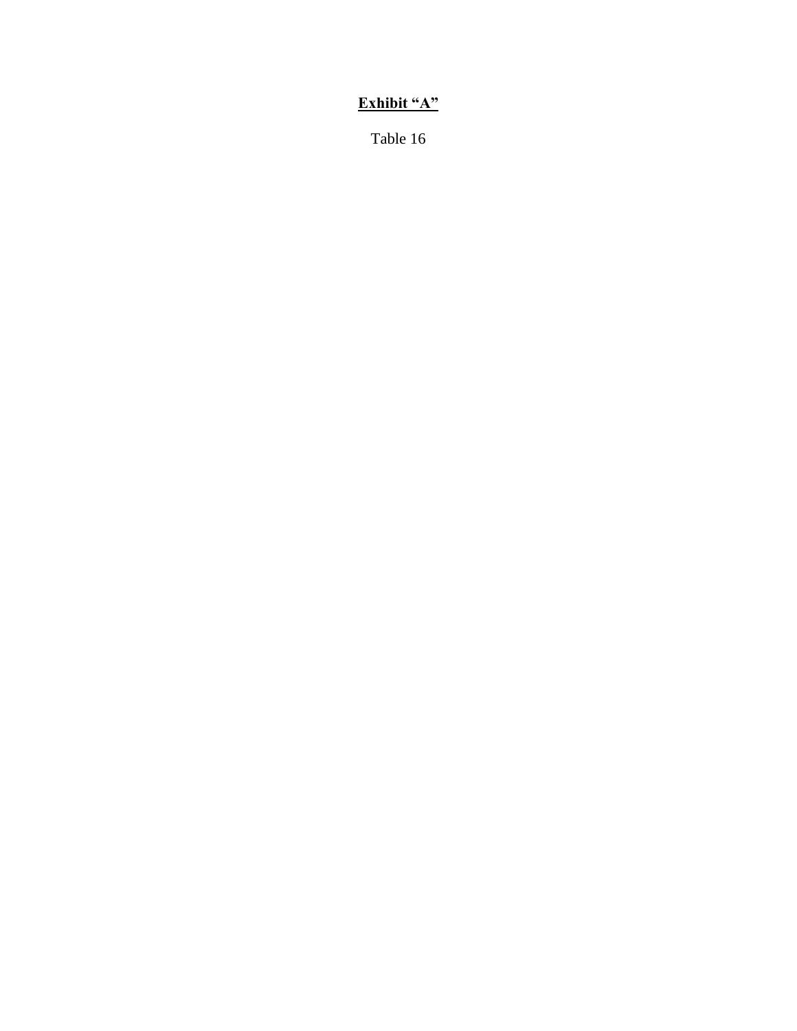**Exhibit "A"**

Table 16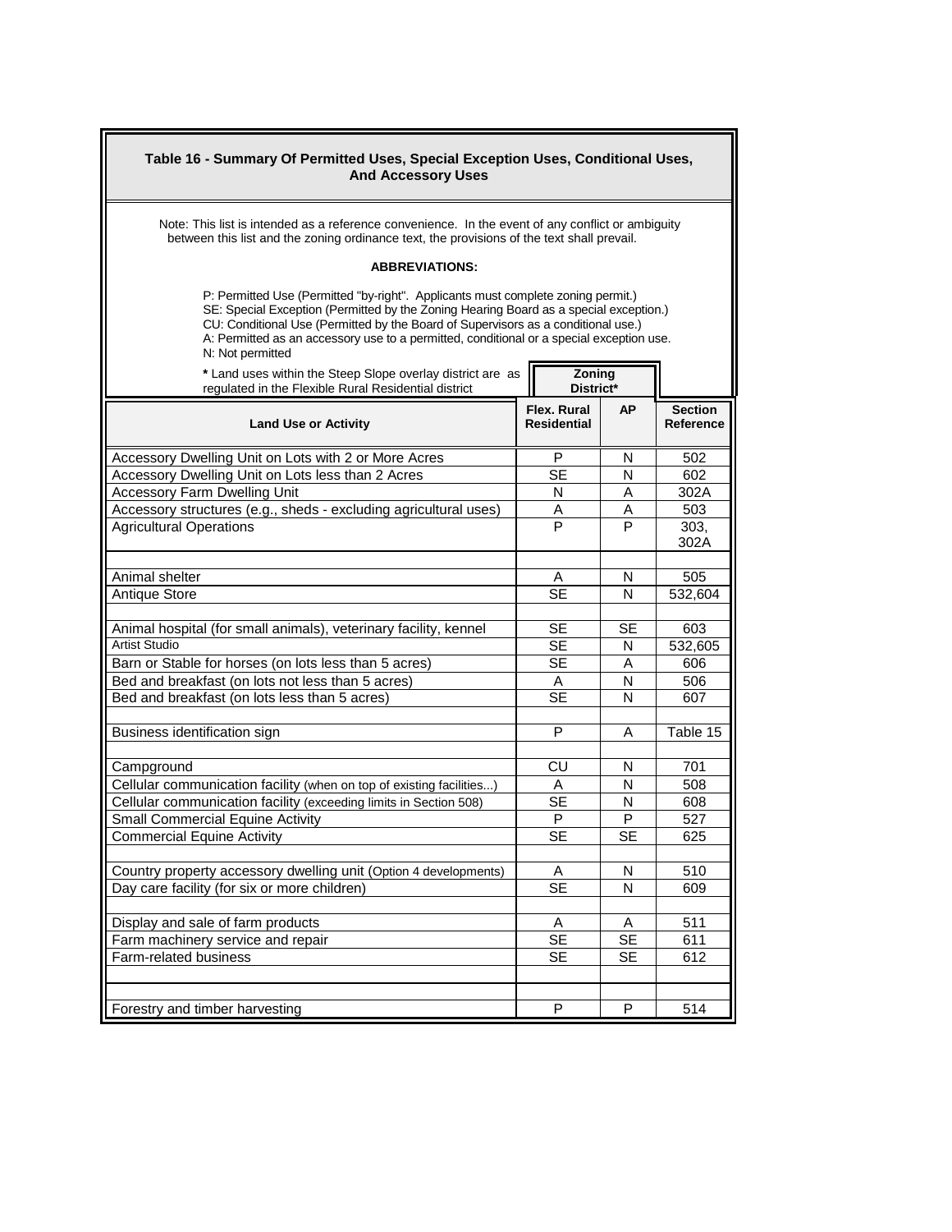## Table 16 - Summary Of Permitted Uses, Special Exception Uses, Conditional Uses, And Accessory Uses

Note: This list is intended as a reference convenience. In the event of any conflict or ambiguity between this list and the zoning ordinance text, the provisions of the text shall prevail.

**ABBREVIATIONS:**

P: Permitted Use (Permitted "by-right". Applicants must complete zoning permit.)
SE: Special Exception (Permitted by the Zoning Hearing Board as a special exception.)
CU: Conditional Use (Permitted by the Board of Supervisors as a conditional use.)
A: Permitted as an accessory use to a permitted, conditional or a special exception use.
N: Not permitted

**\*** Land uses within the Steep Slope overlay district are as regulated in the Flexible Rural Residential district

| Land Use or Activity | Zoning District* | | Section Reference |
|---|---|---|---|
| | **Flex. Rural Residential** | **AP** | |
| Accessory Dwelling Unit on Lots with 2 or More Acres | P | N | 502 |
| Accessory Dwelling Unit on Lots less than 2 Acres | SE | N | 602 |
| Accessory Farm Dwelling Unit | N | A | 302A |
| Accessory structures (e.g., sheds - excluding agricultural uses) | A | A | 503 |
| Agricultural Operations | P | P | 303, 302A |
| | | | |
| Animal shelter | A | N | 505 |
| Antique Store | SE | N | 532,604 |
| | | | |
| Animal hospital (for small animals), veterinary facility, kennel | SE | SE | 603 |
| Artist Studio | SE | N | 532,605 |
| Barn or Stable for horses (on lots less than 5 acres) | SE | A | 606 |
| Bed and breakfast (on lots not less than 5 acres) | A | N | 506 |
| Bed and breakfast (on lots less than 5 acres) | SE | N | 607 |
| | | | |
| Business identification sign | P | A | Table 15 |
| | | | |
| Campground | CU | N | 701 |
| Cellular communication facility (when on top of existing facilities...) | A | N | 508 |
| Cellular communication facility (exceeding limits in Section 508) | SE | N | 608 |
| Small Commercial Equine Activity | P | P | 527 |
| Commercial Equine Activity | SE | SE | 625 |
| | | | |
| Country property accessory dwelling unit (Option 4 developments) | A | N | 510 |
| Day care facility (for six or more children) | SE | N | 609 |
| | | | |
| Display and sale of farm products | A | A | 511 |
| Farm machinery service and repair | SE | SE | 611 |
| Farm-related business | SE | SE | 612 |
| | | | |
| | | | |
| Forestry and timber harvesting | P | P | 514 |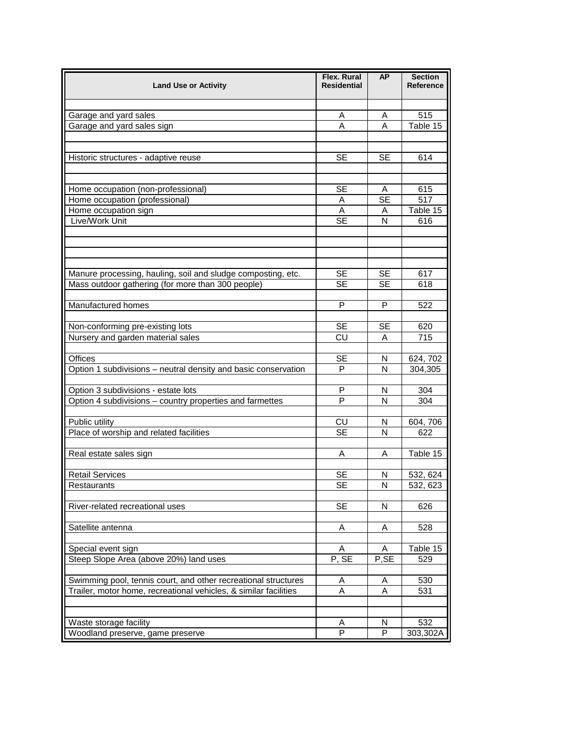| Land Use or Activity | Flex. Rural Residential | AP | Section Reference |
|---|---|---|---|
| | | | |
| Garage and yard sales | A | A | 515 |
| Garage and yard sales sign | A | A | Table 15 |
| | | | |
| | | | |
| Historic structures - adaptive reuse | SE | SE | 614 |
| | | | |
| | | | |
| Home occupation (non-professional) | SE | A | 615 |
| Home occupation (professional) | A | SE | 517 |
| Home occupation sign | A | A | Table 15 |
| Live/Work Unit | SE | N | 616 |
| | | | |
| | | | |
| | | | |
| | | | |
| Manure processing, hauling, soil and sludge composting, etc. | SE | SE | 617 |
| Mass outdoor gathering (for more than 300 people) | SE | SE | 618 |
| | | | |
| Manufactured homes | P | P | 522 |
| | | | |
| Non-conforming pre-existing lots | SE | SE | 620 |
| Nursery and garden material sales | CU | A | 715 |
| | | | |
| Offices | SE | N | 624, 702 |
| Option 1 subdivisions – neutral density and basic conservation | P | N | 304,305 |
| | | | |
| Option 3 subdivisions - estate lots | P | N | 304 |
| Option 4 subdivisions – country properties and farmettes | P | N | 304 |
| | | | |
| Public utility | CU | N | 604, 706 |
| Place of worship and related facilities | SE | N | 622 |
| | | | |
| Real estate sales sign | A | A | Table 15 |
| | | | |
| Retail Services | SE | N | 532, 624 |
| Restaurants | SE | N | 532, 623 |
| | | | |
| River-related recreational uses | SE | N | 626 |
| | | | |
| Satellite antenna | A | A | 528 |
| | | | |
| Special event sign | A | A | Table 15 |
| Steep Slope Area (above 20%) land uses | P, SE | P,SE | 529 |
| | | | |
| Swimming pool, tennis court, and other recreational structures | A | A | 530 |
| Trailer, motor home, recreational vehicles, & similar facilities | A | A | 531 |
| | | | |
| | | | |
| Waste storage facility | A | N | 532 |
| Woodland preserve, game preserve | P | P | 303,302A |